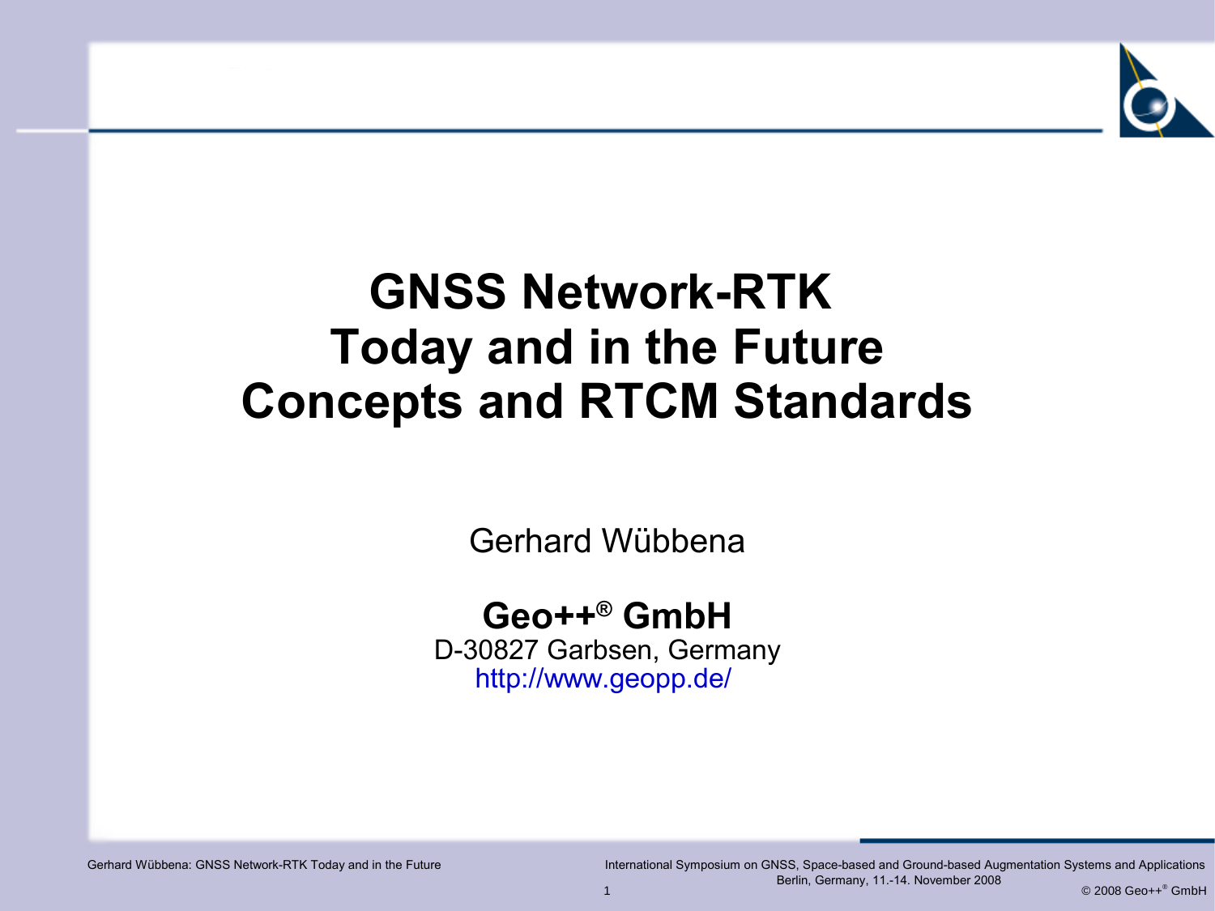# GNSS Network-RTK Today and in the Future Concepts and RTCM Standards

Gerhard Wübbena

**Geo++® GmbH**

D-30827 Garbsen, Germany

http://www.geopp.de/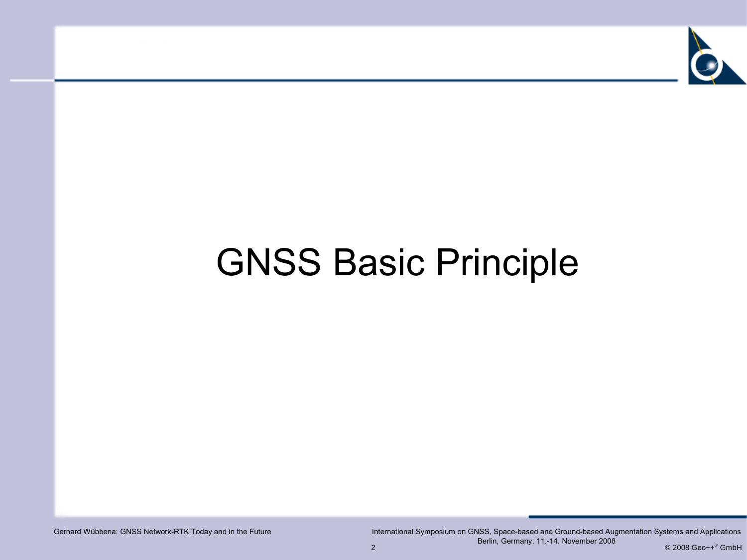# GNSS Basic Principle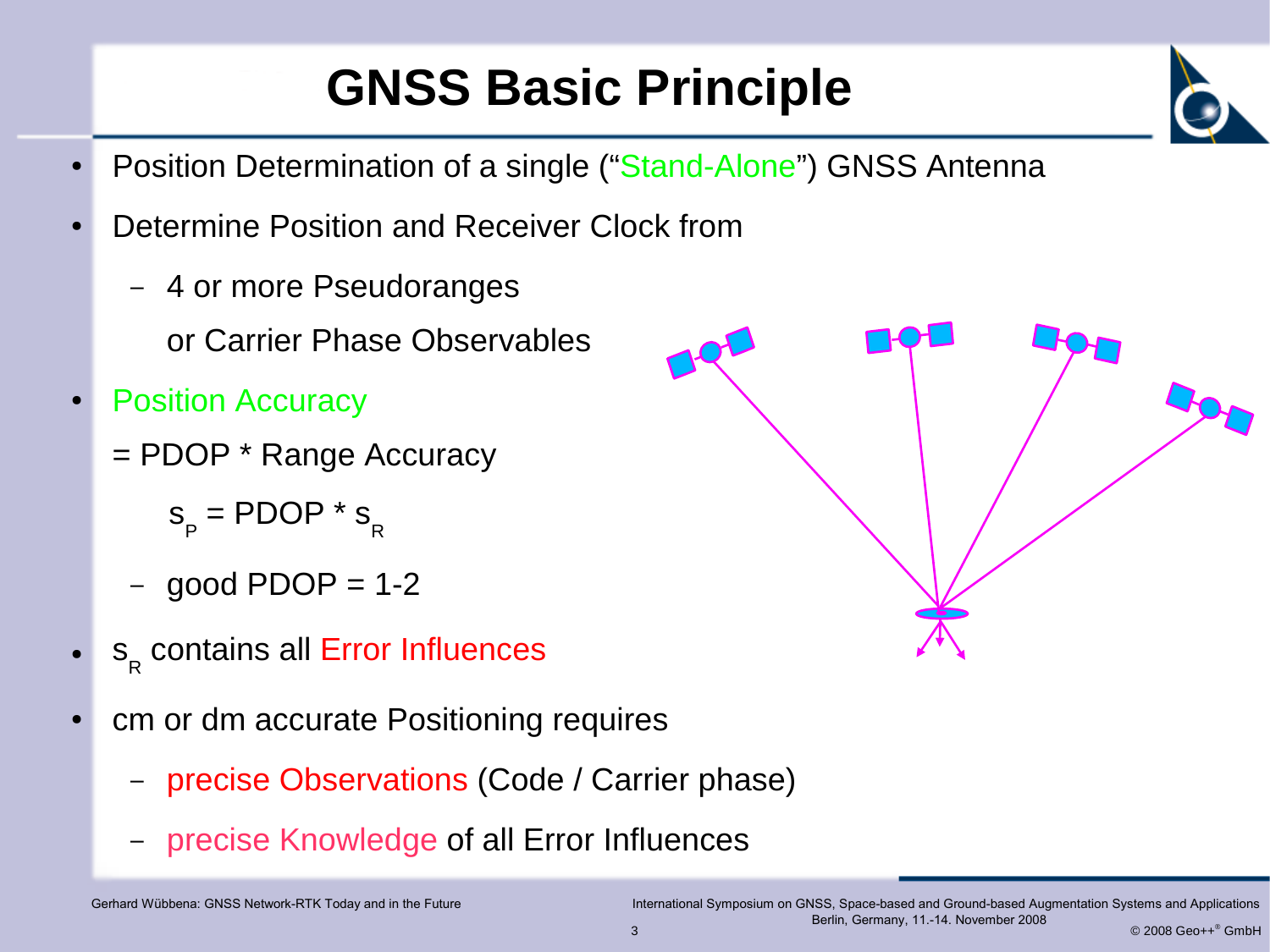# GNSS Basic Principle

- Position Determination of a single ("Stand-Alone") GNSS Antenna
- Determine Position and Receiver Clock from
  - 4 or more Pseudoranges
    or Carrier Phase Observables
- Position Accuracy
  = PDOP * Range Accuracy

  $$s_P = \text{PDOP} * s_R$$

  - good PDOP = 1-2
- $s_R$ contains all Error Influences
- cm or dm accurate Positioning requires
  - precise Observations (Code / Carrier phase)
  - precise Knowledge of all Error Influences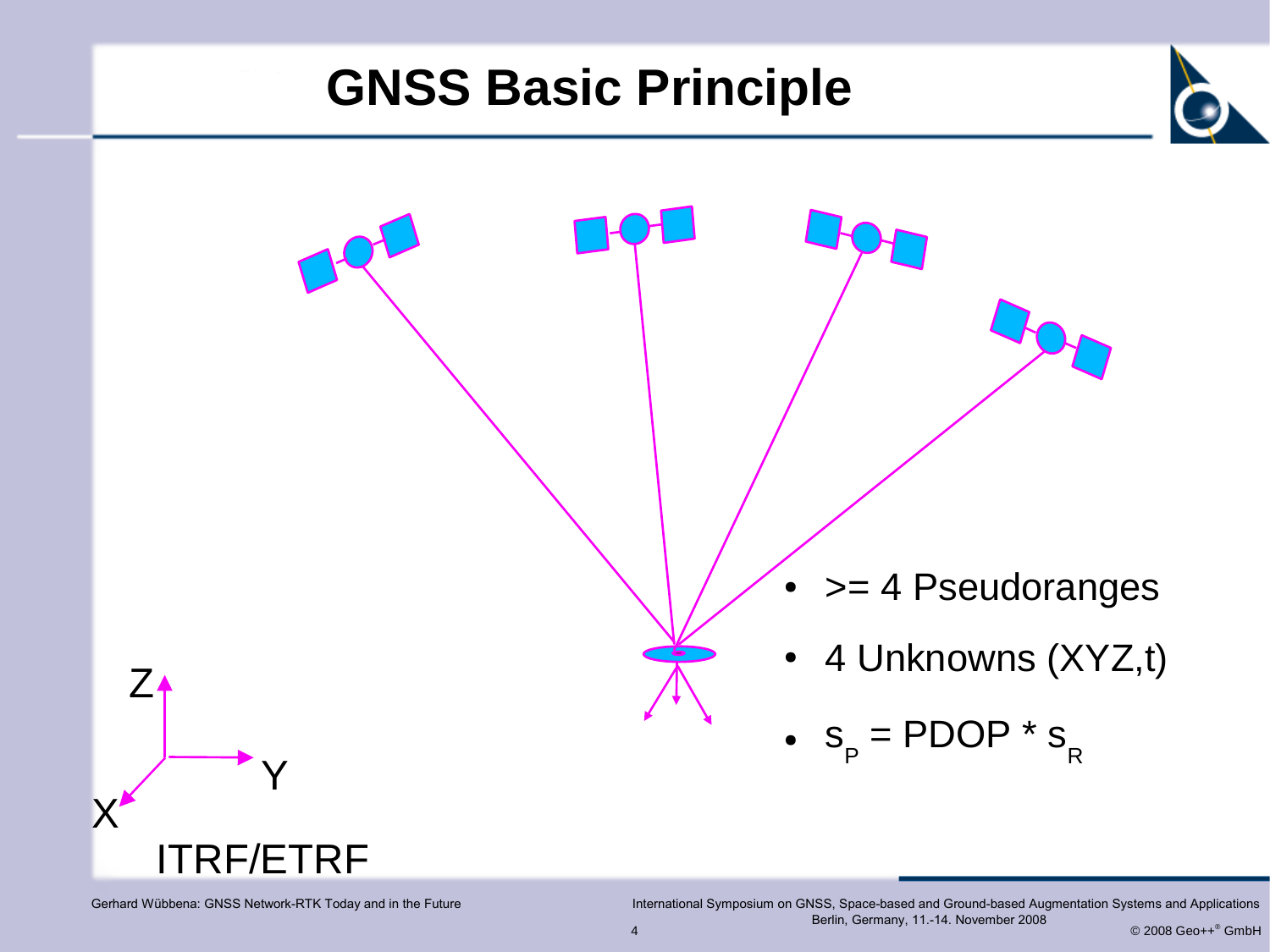# GNSS Basic Principle

- >= 4 Pseudoranges
- 4 Unknowns (XYZ,t)
- $s_P$ = PDOP * $s_R$

Z

Y

X

ITRF/ETRF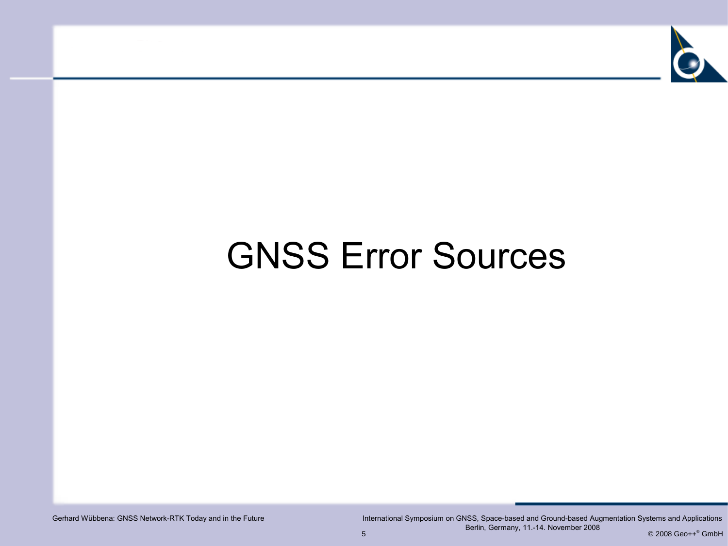# GNSS Error Sources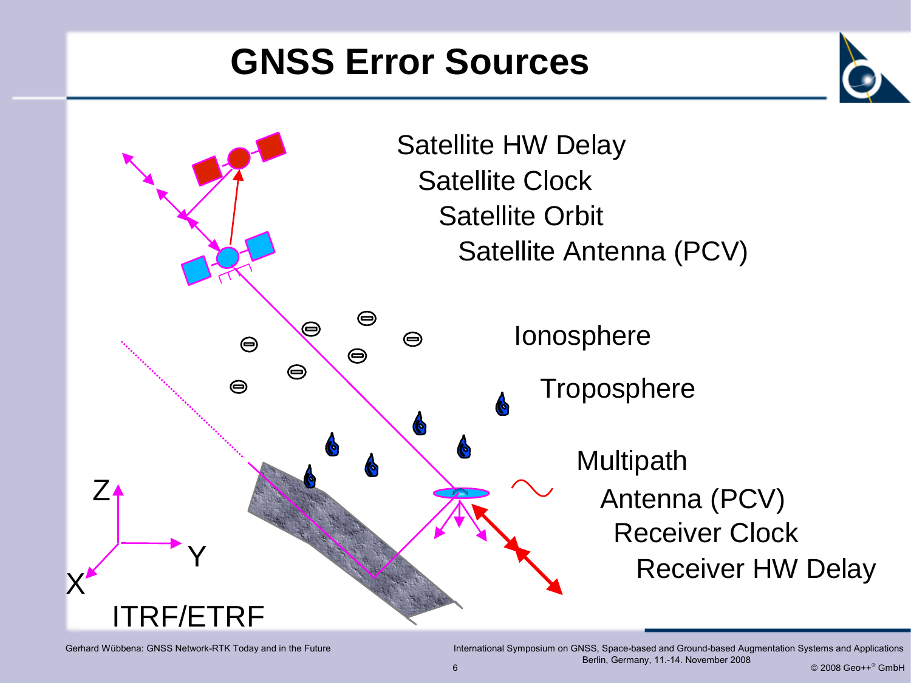# GNSS Error Sources

Satellite HW Delay
Satellite Clock
Satellite Orbit
Satellite Antenna (PCV)

Ionosphere

Troposphere

Multipath
Antenna (PCV)
Receiver Clock
Receiver HW Delay

Z
Y
X
ITRF/ETRF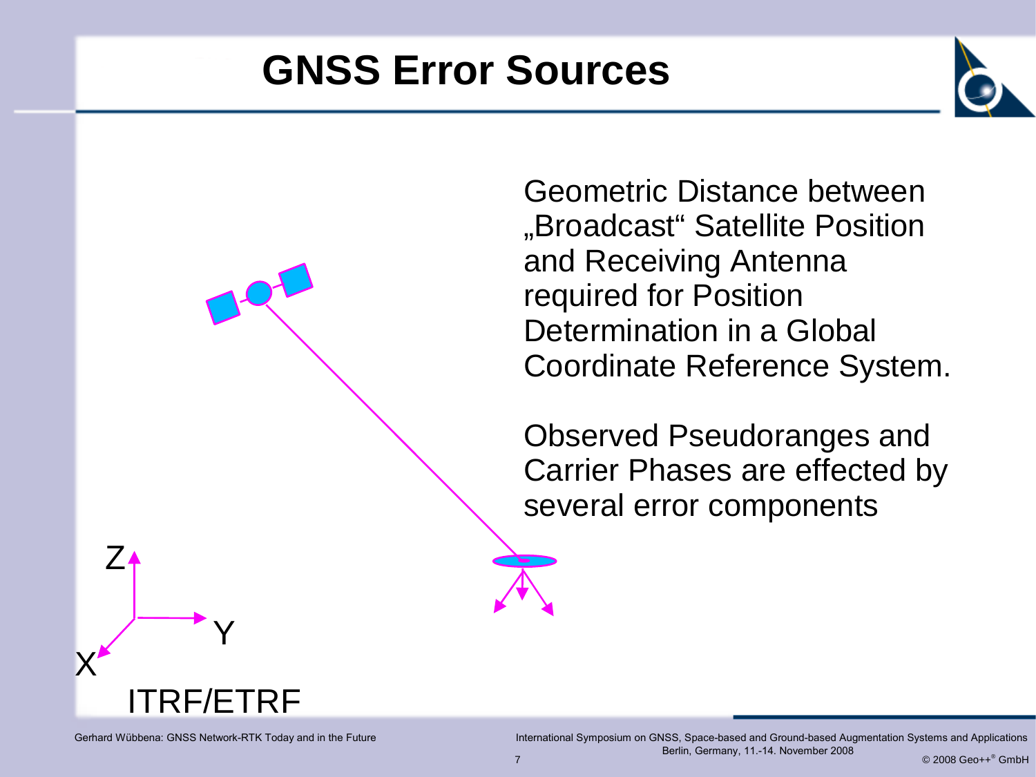# GNSS Error Sources

Geometric Distance between „Broadcast“ Satellite Position and Receiving Antenna required for Position Determination in a Global Coordinate Reference System.

Observed Pseudoranges and Carrier Phases are effected by several error components

Z

Y

X

ITRF/ETRF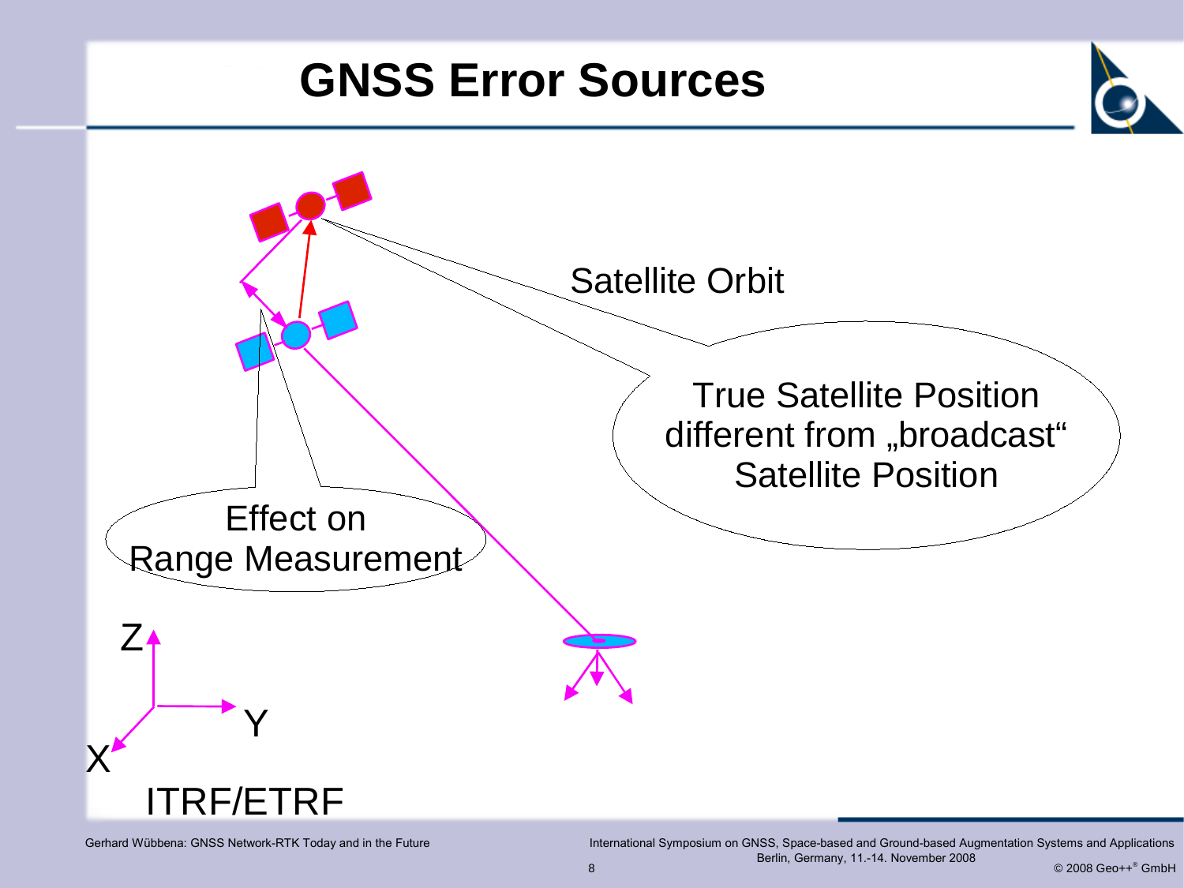# GNSS Error Sources

Satellite Orbit

True Satellite Position different from „broadcast" Satellite Position

Effect on Range Measurement

Z

Y

X

ITRF/ETRF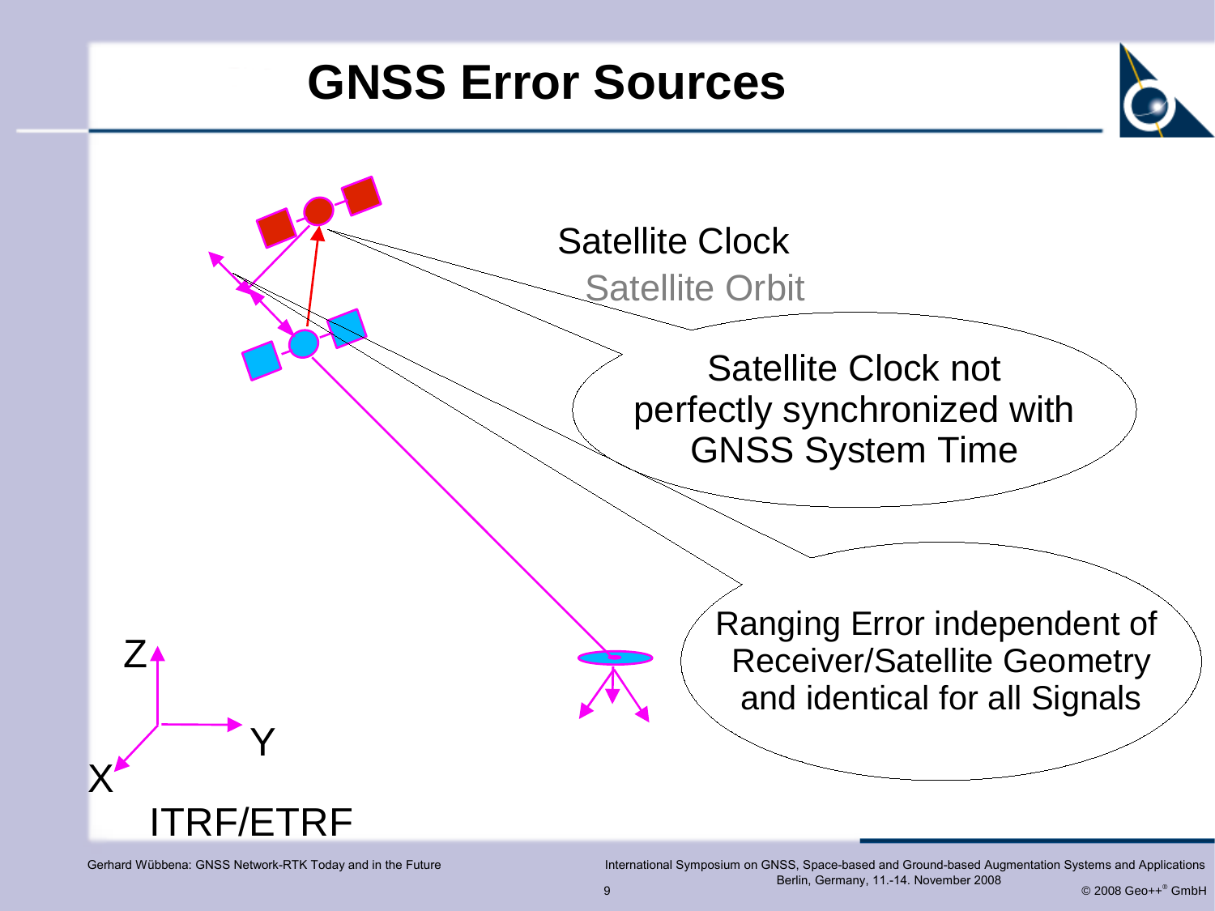# GNSS Error Sources

Satellite Clock

Satellite Orbit

Satellite Clock not perfectly synchronized with GNSS System Time

Ranging Error independent of Receiver/Satellite Geometry and identical for all Signals

Z

Y

X

ITRF/ETRF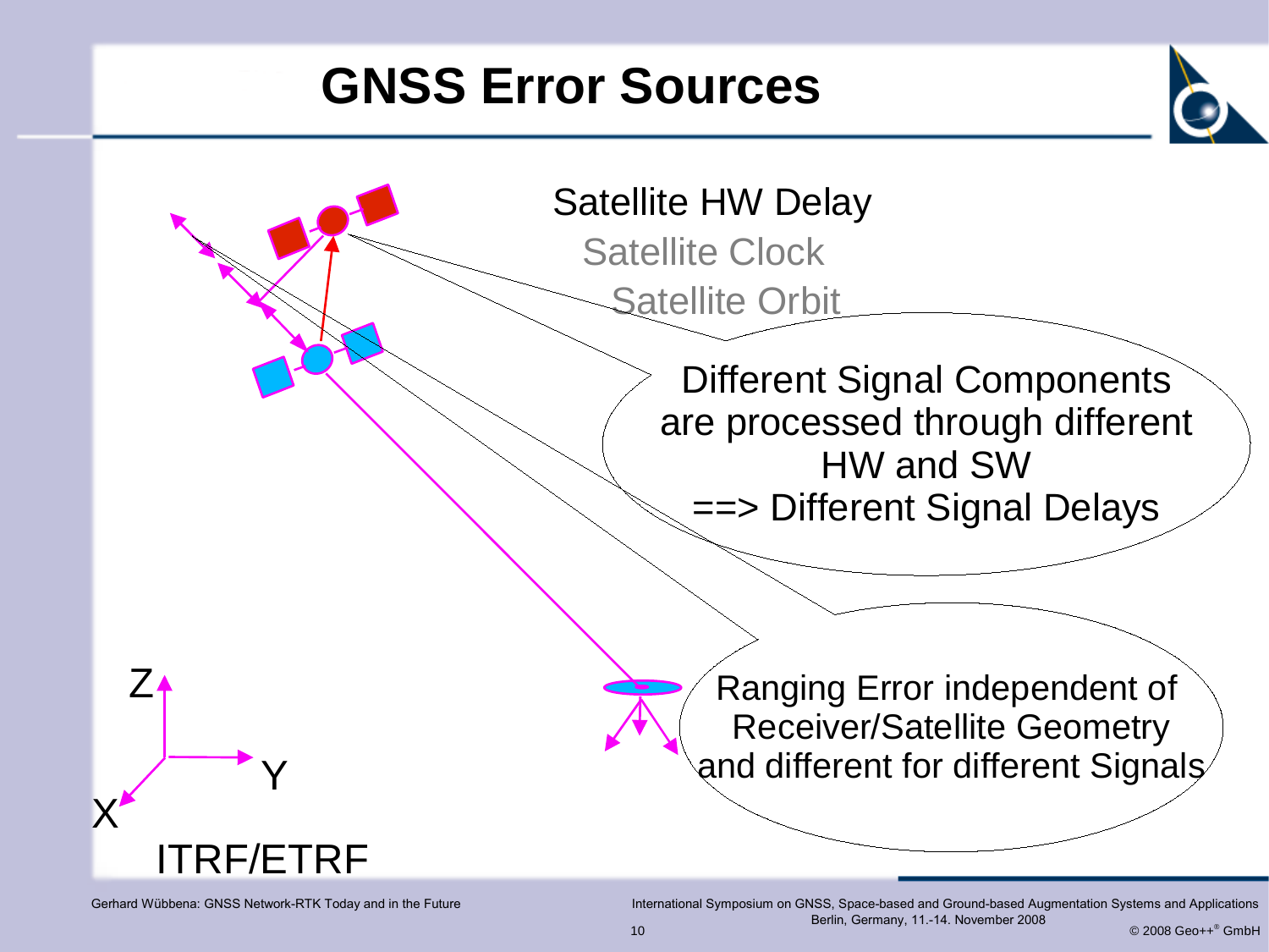# GNSS Error Sources

Satellite HW Delay

Satellite Clock

Satellite Orbit

Different Signal Components are processed through different HW and SW
==> Different Signal Delays

Ranging Error independent of Receiver/Satellite Geometry and different for different Signals

Z

Y

X

ITRF/ETRF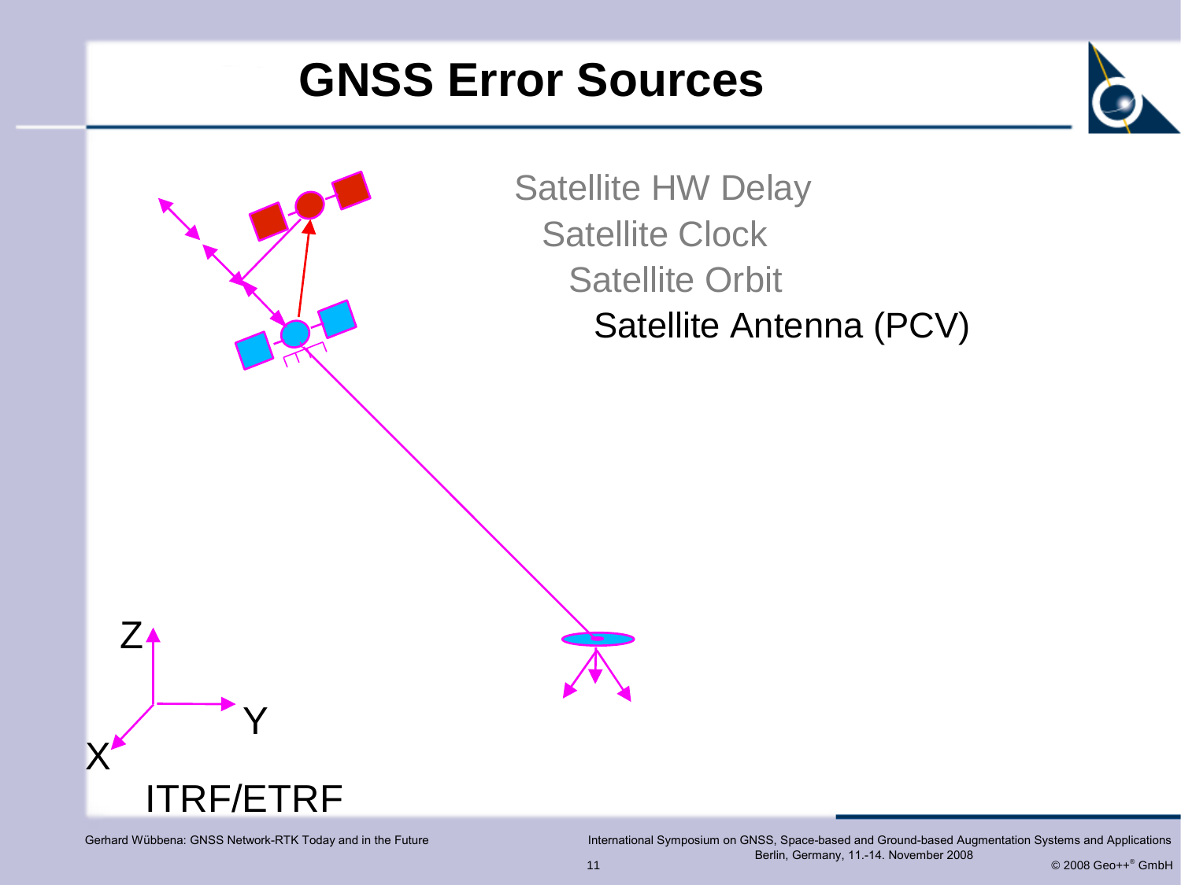# GNSS Error Sources

Satellite HW Delay

Satellite Clock

Satellite Orbit

Satellite Antenna (PCV)

Z

Y

X

ITRF/ETRF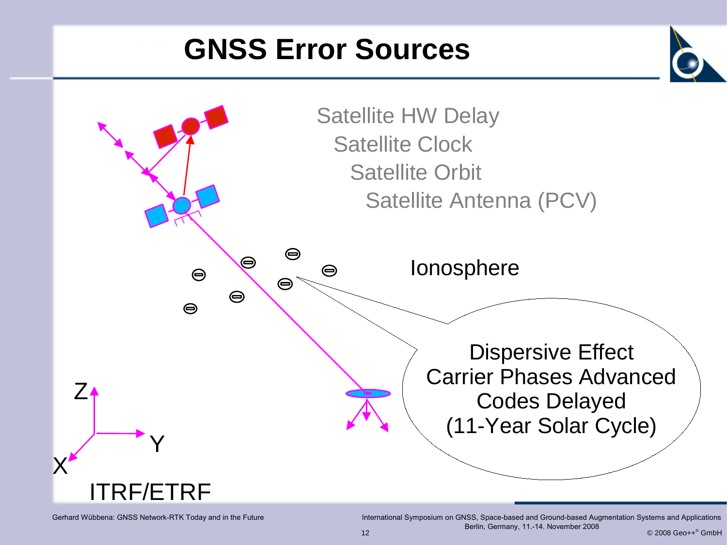# GNSS Error Sources

Satellite HW Delay

Satellite Clock

Satellite Orbit

Satellite Antenna (PCV)

Ionosphere

Dispersive Effect
Carrier Phases Advanced
Codes Delayed
(11-Year Solar Cycle)

Z

Y

X

ITRF/ETRF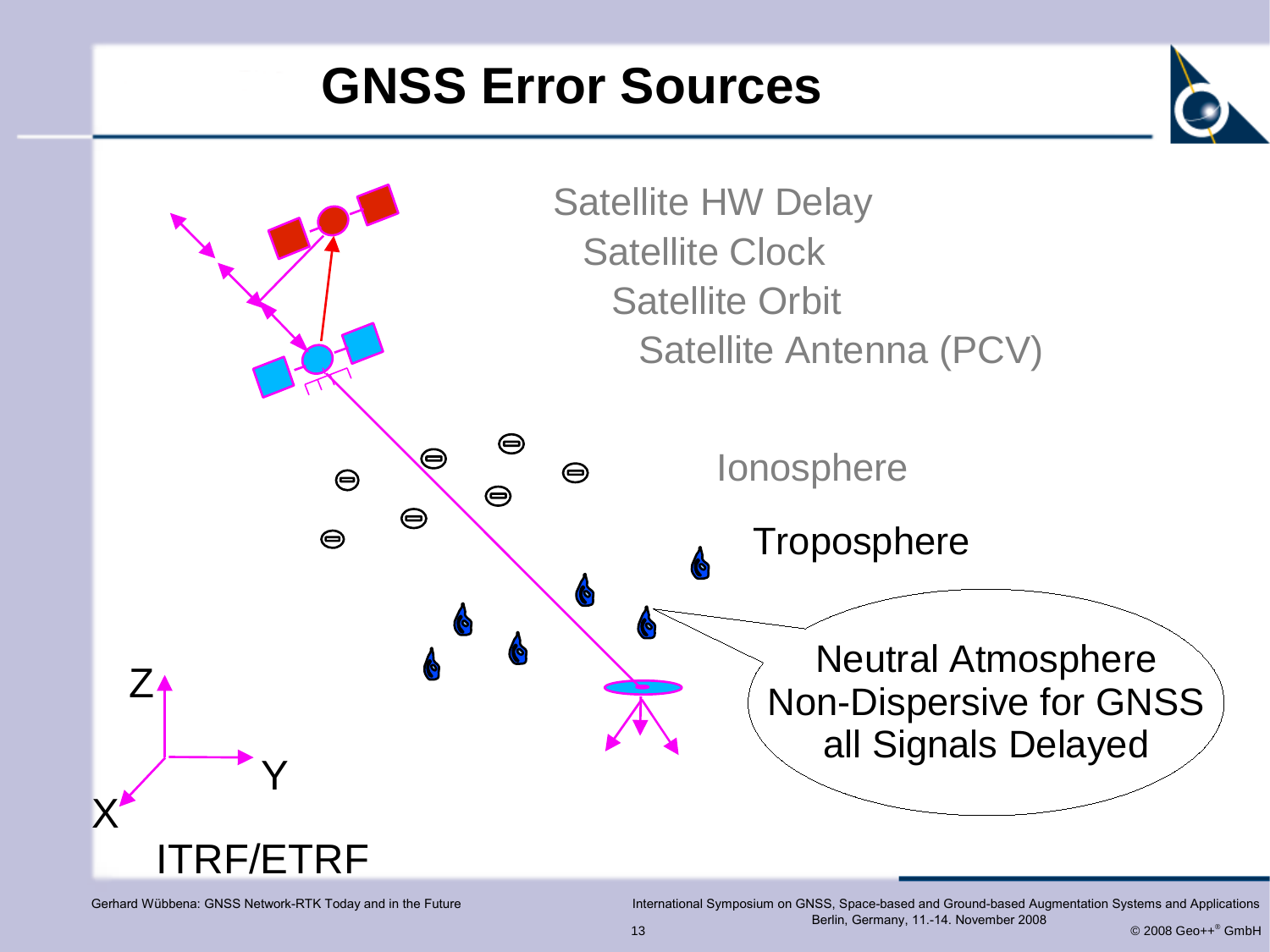# GNSS Error Sources

Satellite HW Delay

Satellite Clock

Satellite Orbit

Satellite Antenna (PCV)

Ionosphere

Troposphere

Neutral Atmosphere
Non-Dispersive for GNSS
all Signals Delayed

Z

Y

X

ITRF/ETRF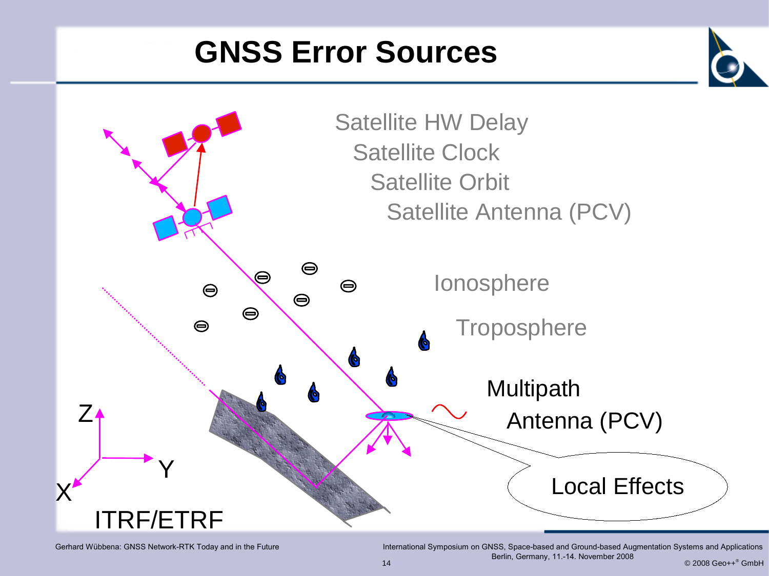# GNSS Error Sources

Satellite HW Delay
Satellite Clock
Satellite Orbit
Satellite Antenna (PCV)

Ionosphere

Troposphere

Multipath
Antenna (PCV)

Local Effects

Z
Y
X

ITRF/ETRF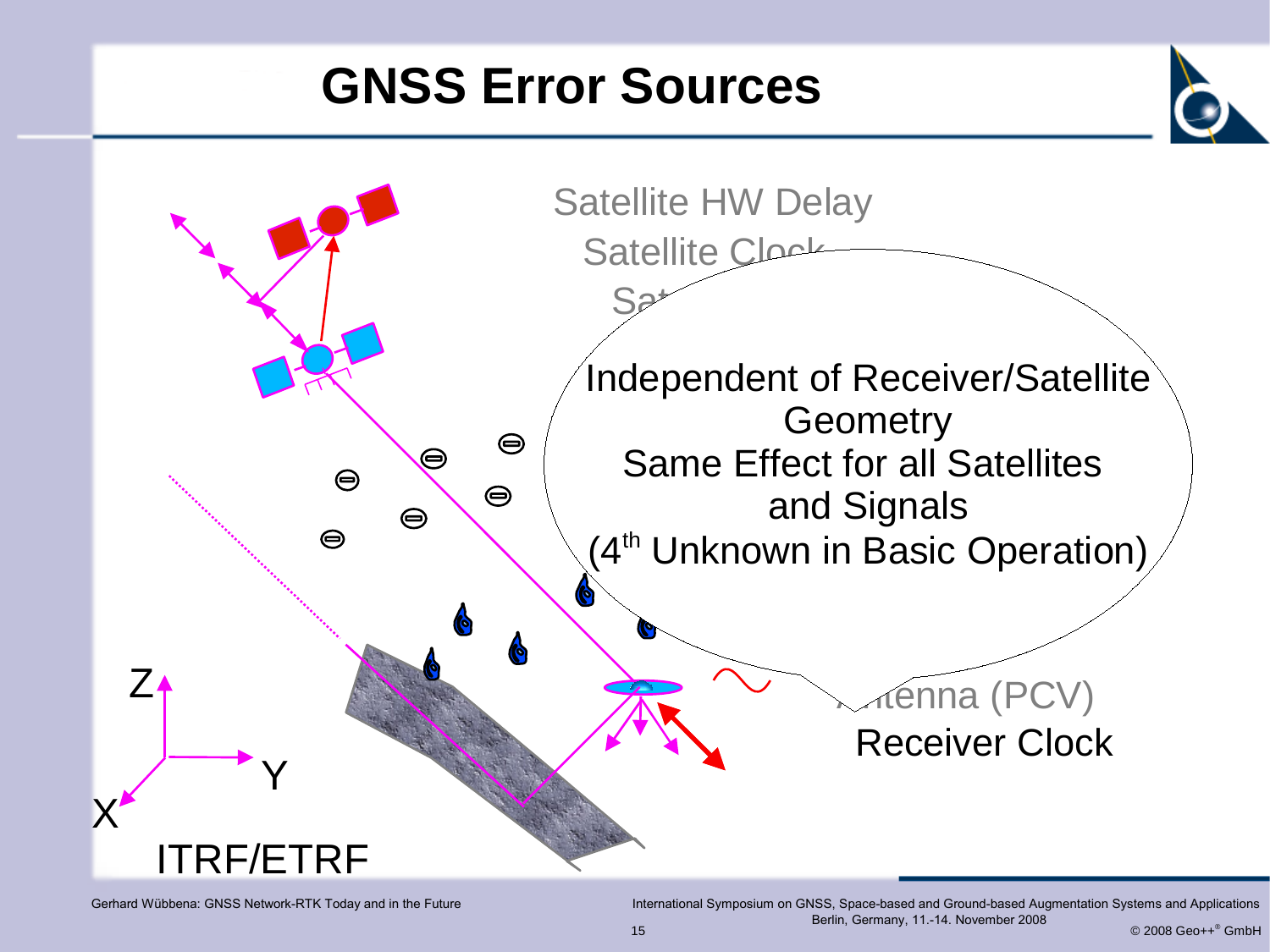# GNSS Error Sources

Satellite HW Delay

Satellite Clock

Sa...

Independent of Receiver/Satellite Geometry
Same Effect for all Satellites and Signals
($4^{th}$ Unknown in Basic Operation)

...tenna (PCV)

Receiver Clock

Z

Y

X

ITRF/ETRF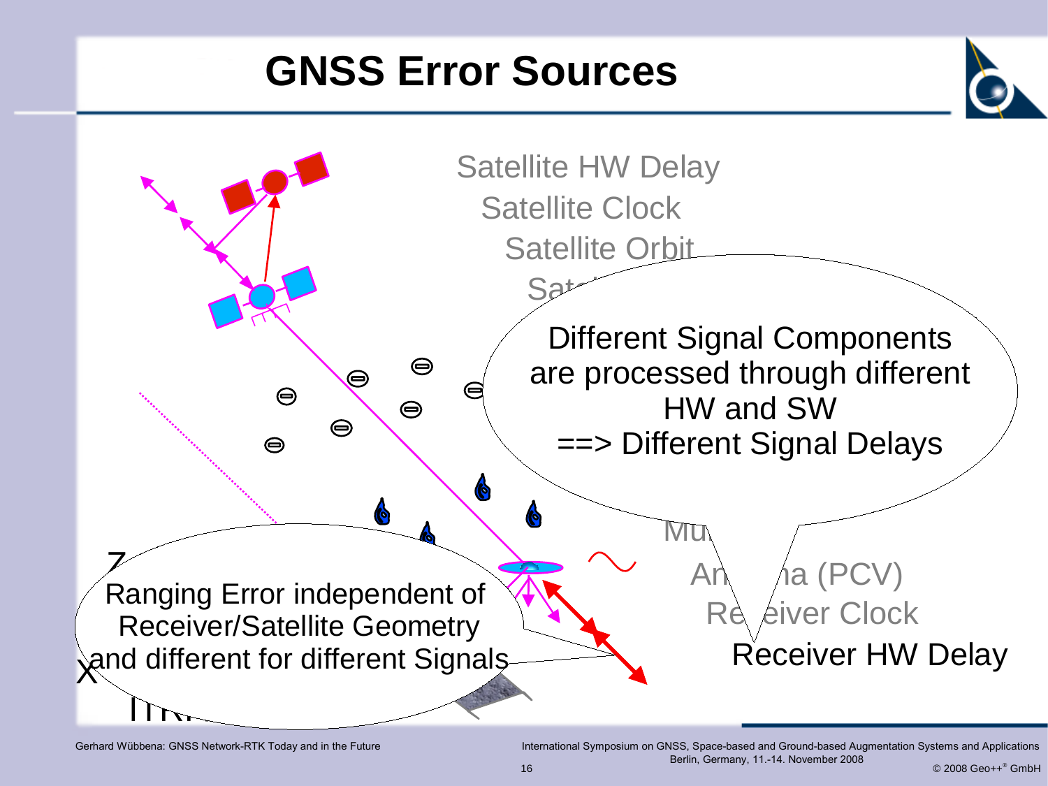# GNSS Error Sources

Satellite HW Delay

Satellite Clock

Satellite Orbit

Different Signal Components are processed through different HW and SW ==> Different Signal Delays

Ranging Error independent of Receiver/Satellite Geometry and different for different Signals

Antenna (PCV)

Receiver Clock

Receiver HW Delay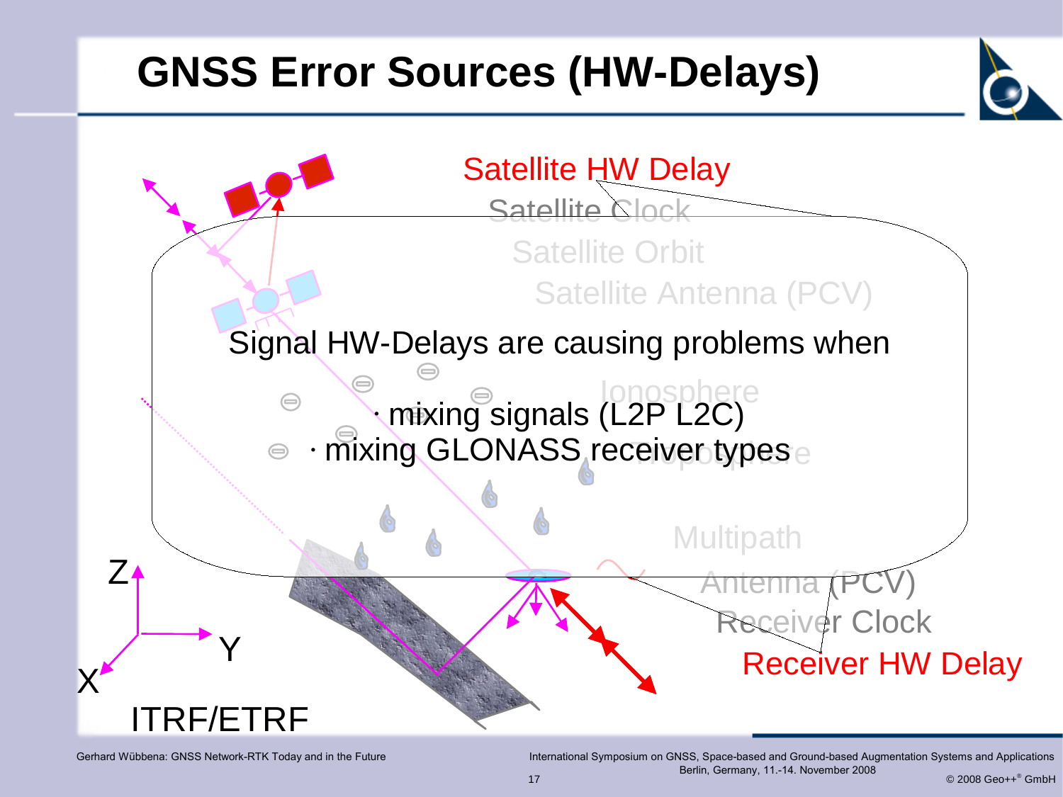# GNSS Error Sources (HW-Delays)

Satellite HW Delay

Satellite Clock

Satellite Orbit

Satellite Antenna (PCV)

Signal HW-Delays are causing problems when

· mixing signals (L2P L2C)

· mixing GLONASS receiver types

Ionosphere

Troposphere

Multipath

Antenna (PCV)

Receiver Clock

Receiver HW Delay

Z

Y

X

ITRF/ETRF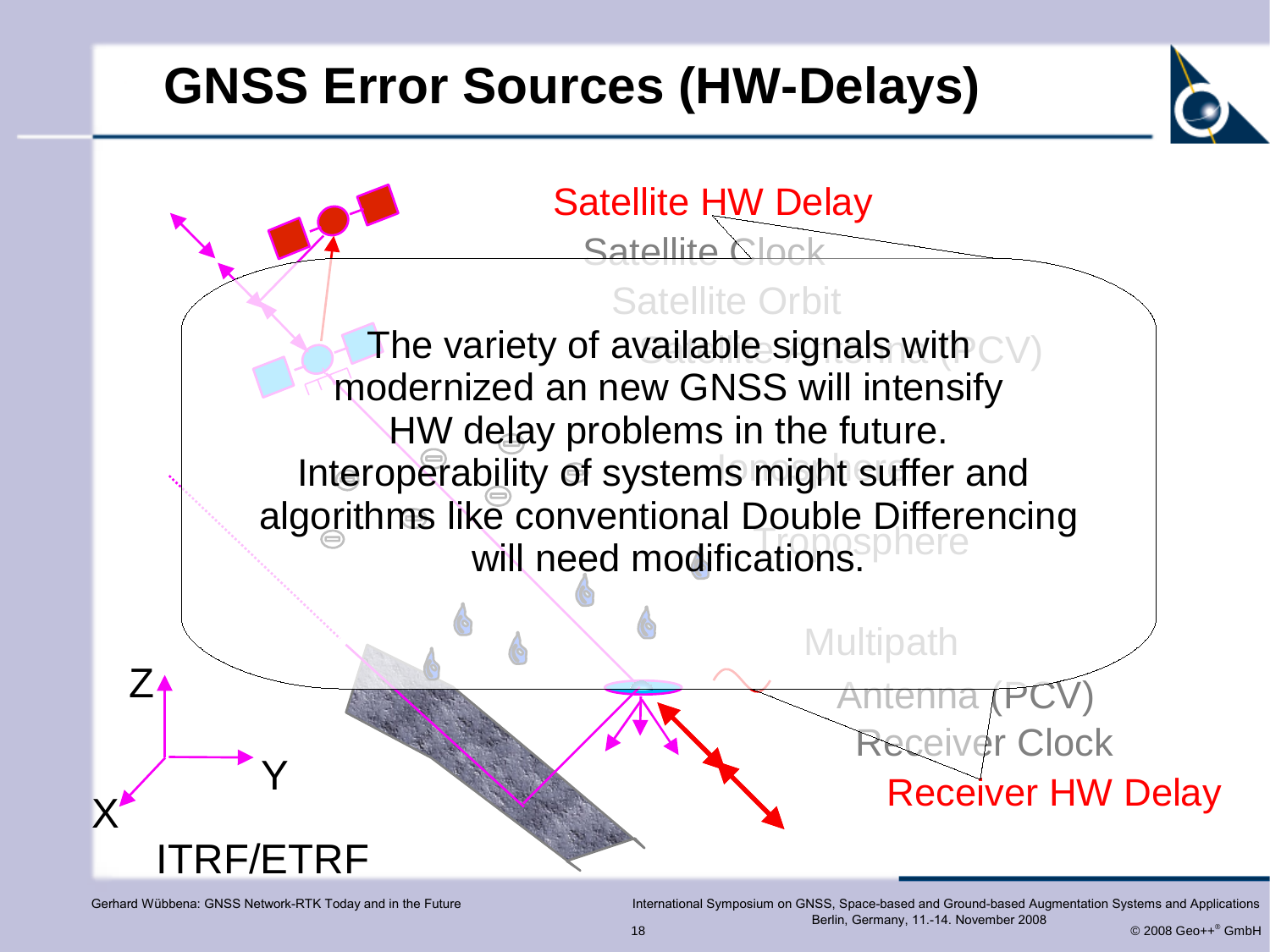# GNSS Error Sources (HW-Delays)

Satellite HW Delay

Satellite Clock

Satellite Orbit

Satellite Antenna (PCV)

Ionosphere

Troposphere

Multipath

Antenna (PCV)

Receiver Clock

Receiver HW Delay

The variety of available signals with modernized an new GNSS will intensify HW delay problems in the future. Interoperability of systems might suffer and algorithms like conventional Double Differencing will need modifications.

Z

Y

X

ITRF/ETRF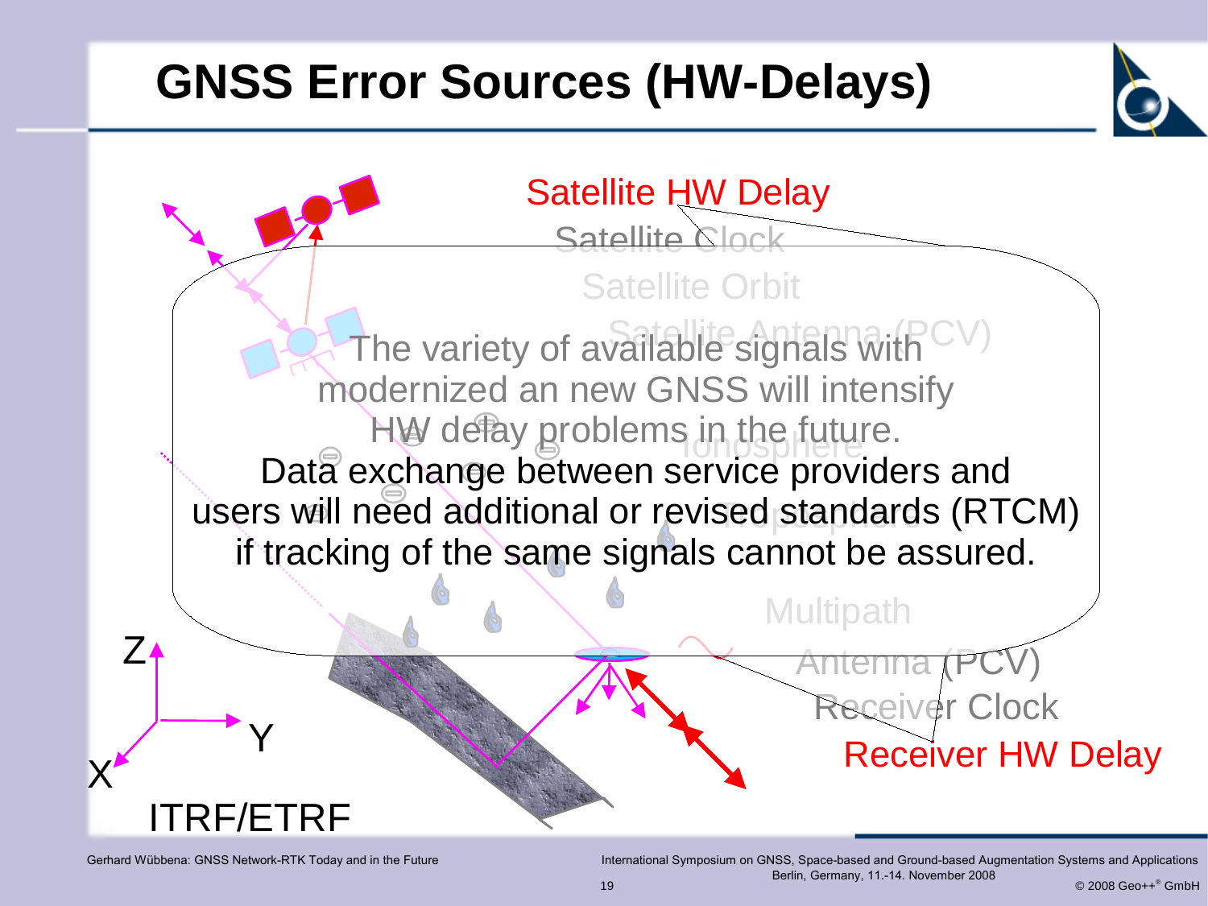# GNSS Error Sources (HW-Delays)

Satellite HW Delay

Satellite Clock

Satellite Orbit

Satellite Antenna (PCV)

Ionosphere

Troposphere

Multipath

Antenna (PCV)

Receiver Clock

Receiver HW Delay

Z

Y

X

ITRF/ETRF

The variety of available signals with modernized an new GNSS will intensify HW delay problems in the future.

Data exchange between service providers and users will need additional or revised standards (RTCM) if tracking of the same signals cannot be assured.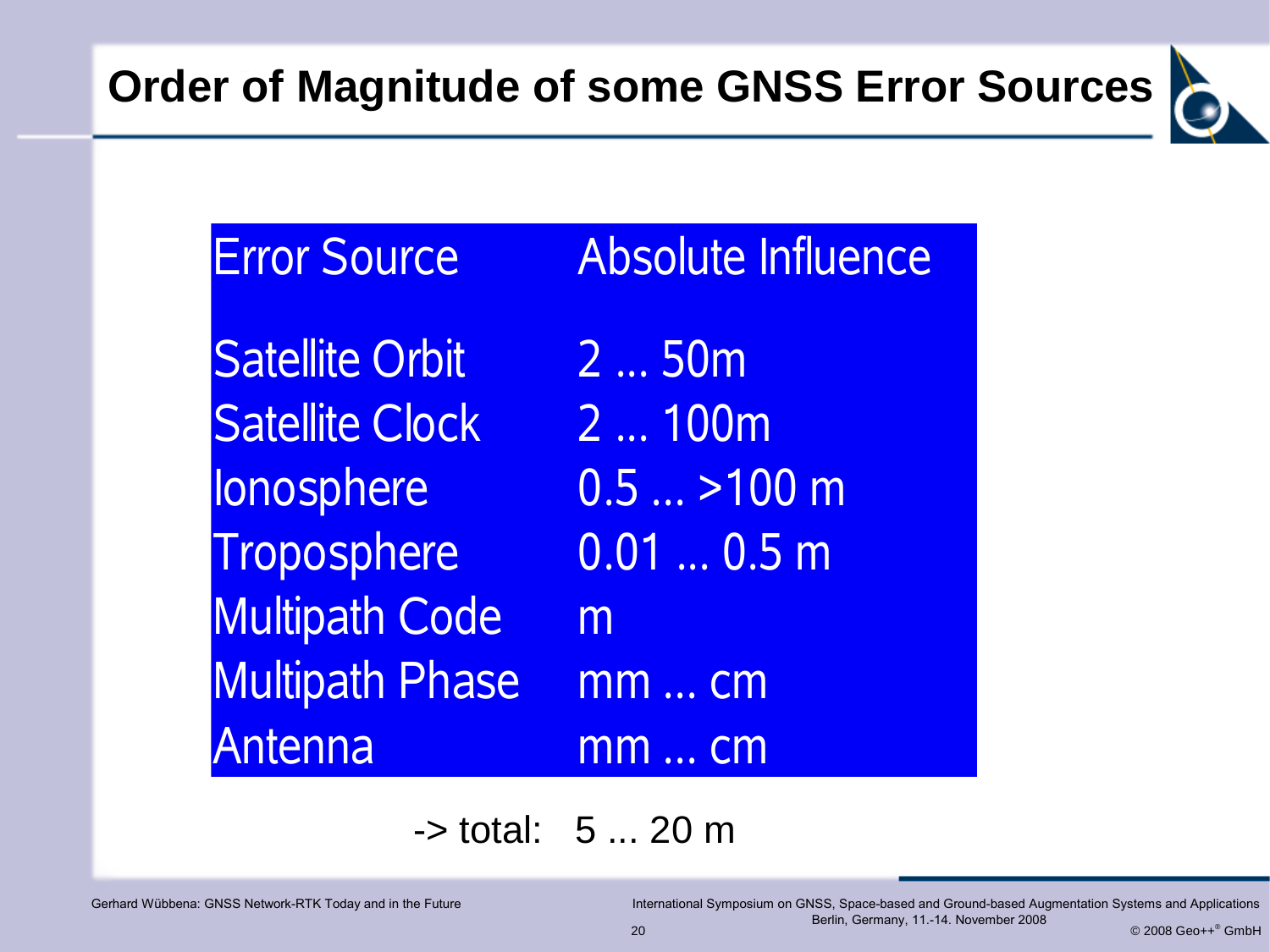# Order of Magnitude of some GNSS Error Sources

| Error Source | Absolute Influence |
|---|---|
| Satellite Orbit | 2 ... 50m |
| Satellite Clock | 2 ... 100m |
| Ionosphere | 0.5 ... >100 m |
| Troposphere | 0.01 ... 0.5 m |
| Multipath Code | m |
| Multipath Phase | mm ... cm |
| Antenna | mm ... cm |

-> total: 5 ... 20 m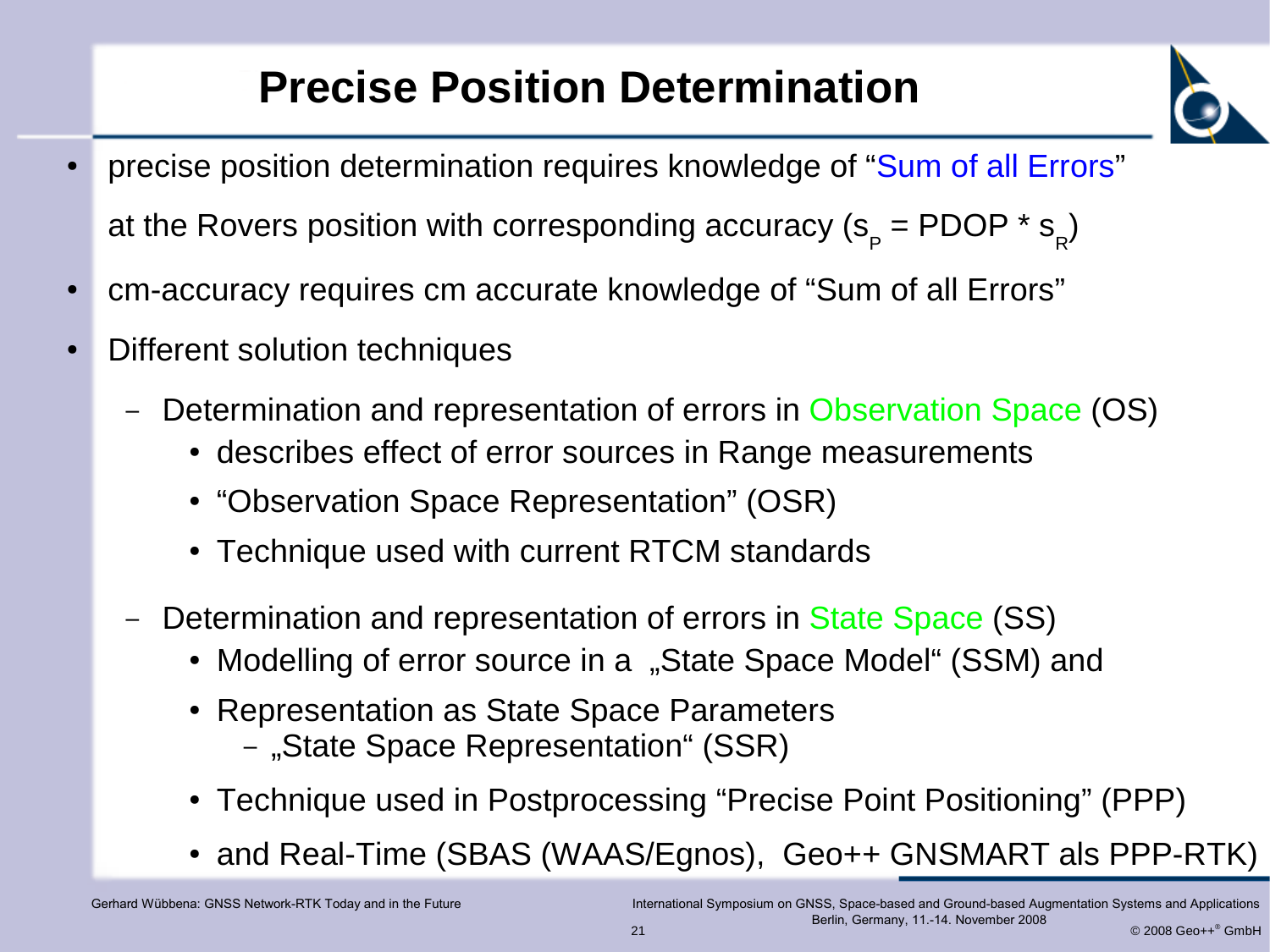# Precise Position Determination

- precise position determination requires knowledge of "Sum of all Errors" at the Rovers position with corresponding accuracy ($s_P$ = PDOP * $s_R$)
- cm-accuracy requires cm accurate knowledge of "Sum of all Errors"
- Different solution techniques
  - Determination and representation of errors in Observation Space (OS)
    - describes effect of error sources in Range measurements
    - "Observation Space Representation" (OSR)
    - Technique used with current RTCM standards
  - Determination and representation of errors in State Space (SS)
    - Modelling of error source in a „State Space Model" (SSM) and
    - Representation as State Space Parameters
      - „State Space Representation" (SSR)
    - Technique used in Postprocessing "Precise Point Positioning" (PPP)
    - and Real-Time (SBAS (WAAS/Egnos), Geo++ GNSMART als PPP-RTK)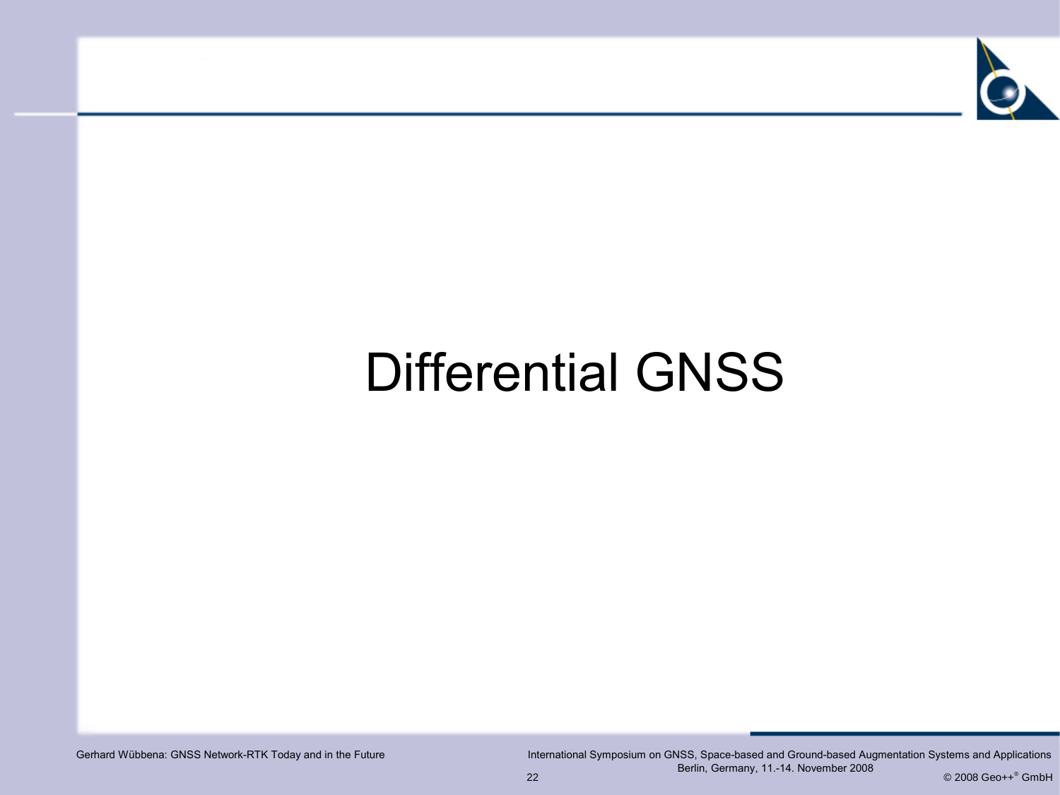# Differential GNSS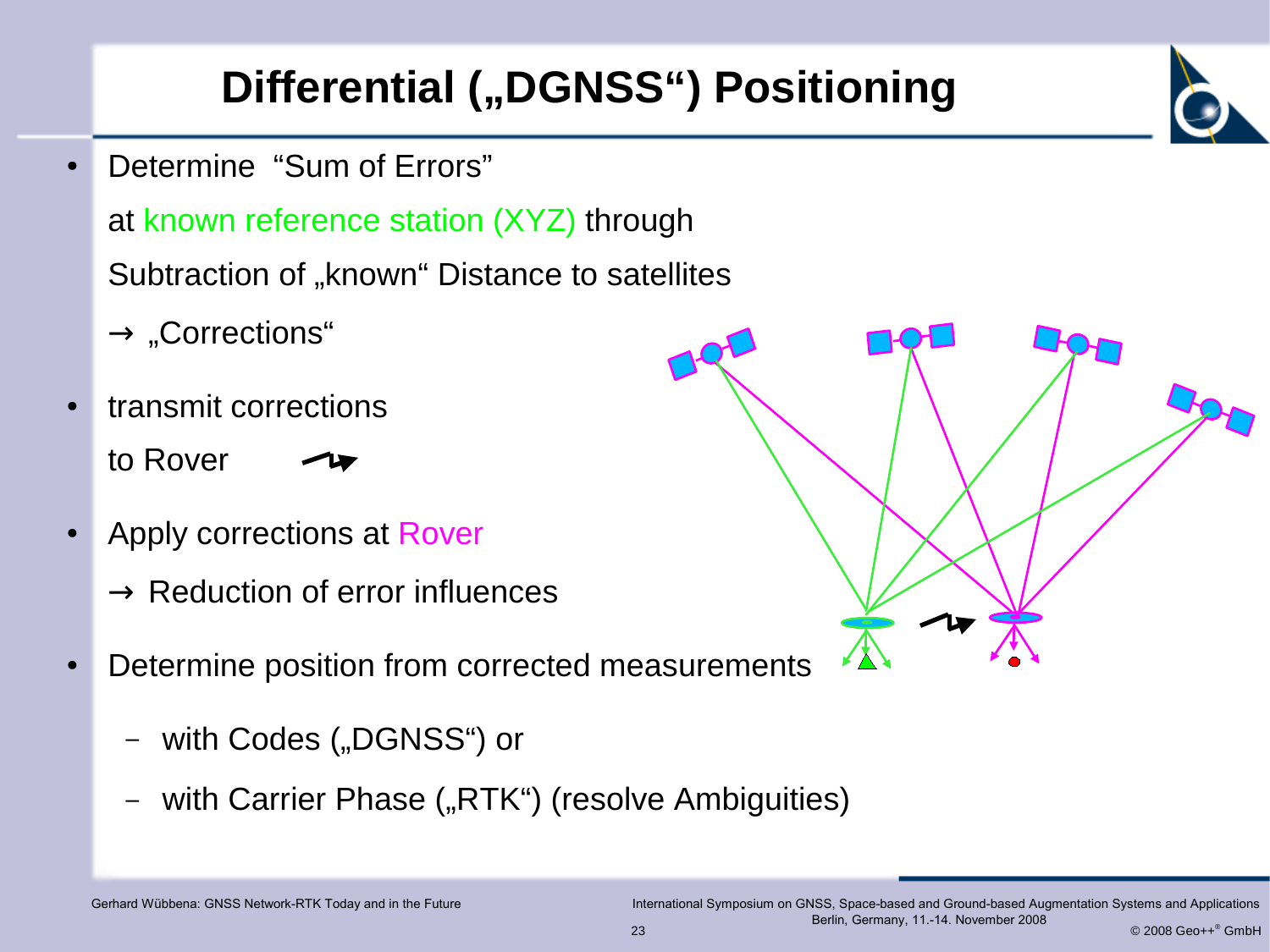# Differential („DGNSS“) Positioning

- Determine "Sum of Errors"

  at known reference station (XYZ) through

  Subtraction of „known“ Distance to satellites

  → „Corrections“

- transmit corrections

  to Rover

- Apply corrections at Rover

  → Reduction of error influences

- Determine position from corrected measurements
  - with Codes („DGNSS“) or
  - with Carrier Phase („RTK“) (resolve Ambiguities)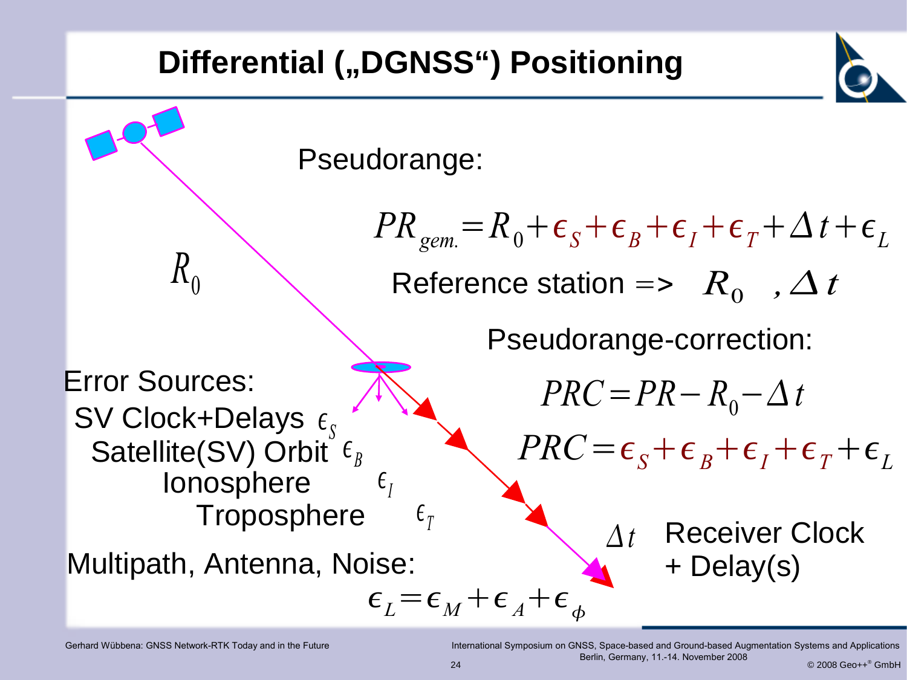# Differential („DGNSS“) Positioning

Pseudorange:

$$PR_{gem.} = R_0 + \epsilon_S + \epsilon_B + \epsilon_I + \epsilon_T + \Delta t + \epsilon_L$$

Reference station => $R_0$ , $\Delta t$

Pseudorange-correction:

$$PRC = PR - R_0 - \Delta t$$

$$PRC = \epsilon_S + \epsilon_B + \epsilon_I + \epsilon_T + \epsilon_L$$

$R_0$

Error Sources:

- SV Clock+Delays $\epsilon_S$
- Satellite(SV) Orbit $\epsilon_B$
- Ionosphere $\epsilon_I$
- Troposphere $\epsilon_T$

Multipath, Antenna, Noise:

$$\epsilon_L = \epsilon_M + \epsilon_A + \epsilon_\phi$$

$\Delta t$ Receiver Clock + Delay(s)

Gerhard Wübbena: GNSS Network-RTK Today and in the Future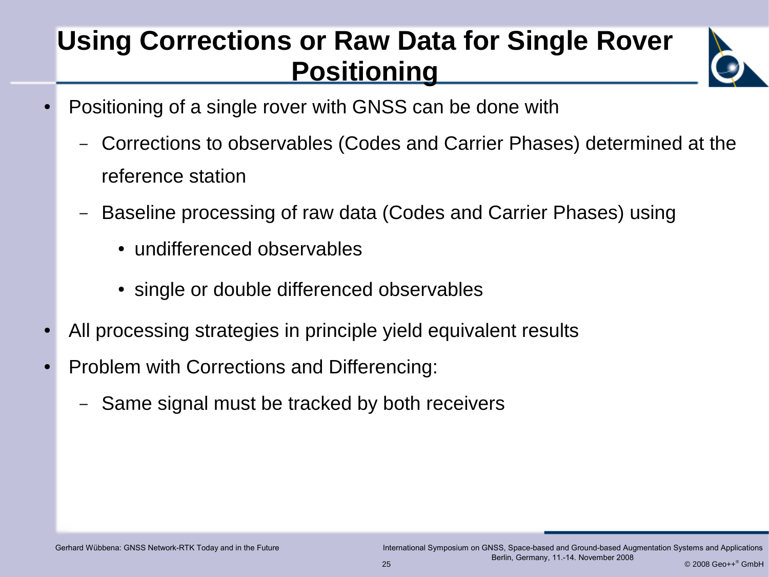# Using Corrections or Raw Data for Single Rover Positioning

- Positioning of a single rover with GNSS can be done with
  - Corrections to observables (Codes and Carrier Phases) determined at the reference station
  - Baseline processing of raw data (Codes and Carrier Phases) using
    - undifferenced observables
    - single or double differenced observables
- All processing strategies in principle yield equivalent results
- Problem with Corrections and Differencing:
  - Same signal must be tracked by both receivers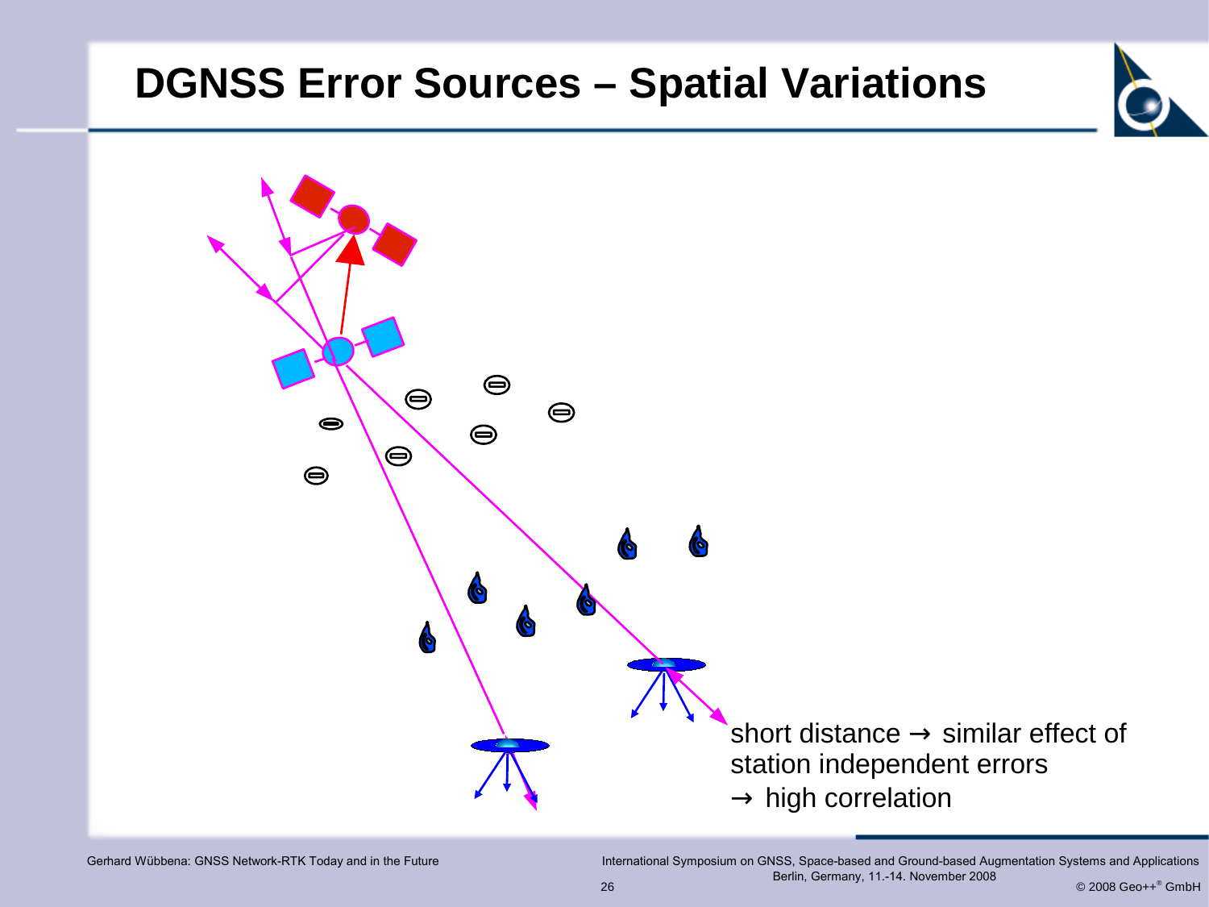# DGNSS Error Sources – Spatial Variations

short distance → similar effect of station independent errors
→ high correlation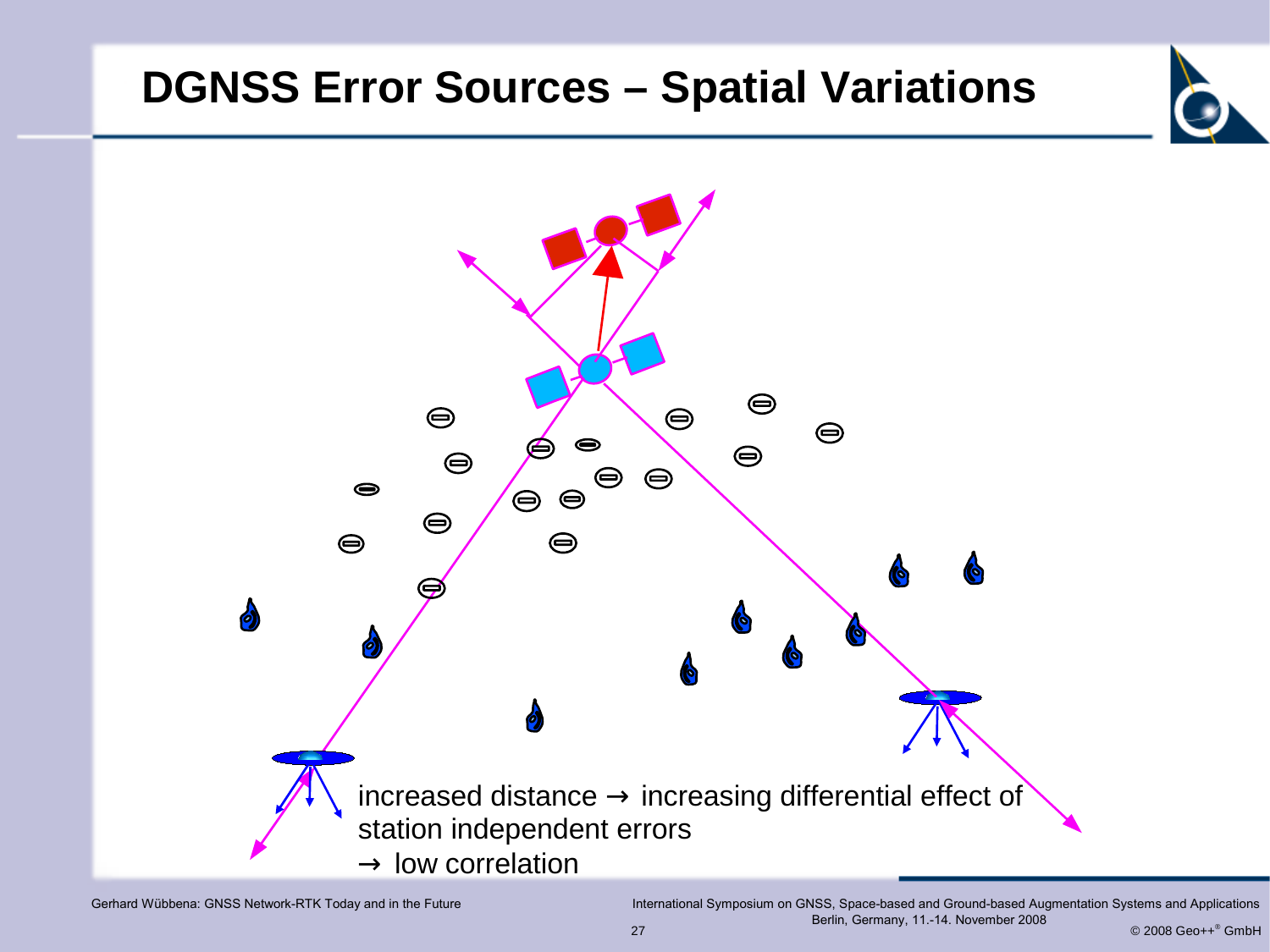# DGNSS Error Sources – Spatial Variations

increased distance → increasing differential effect of station independent errors
→ low correlation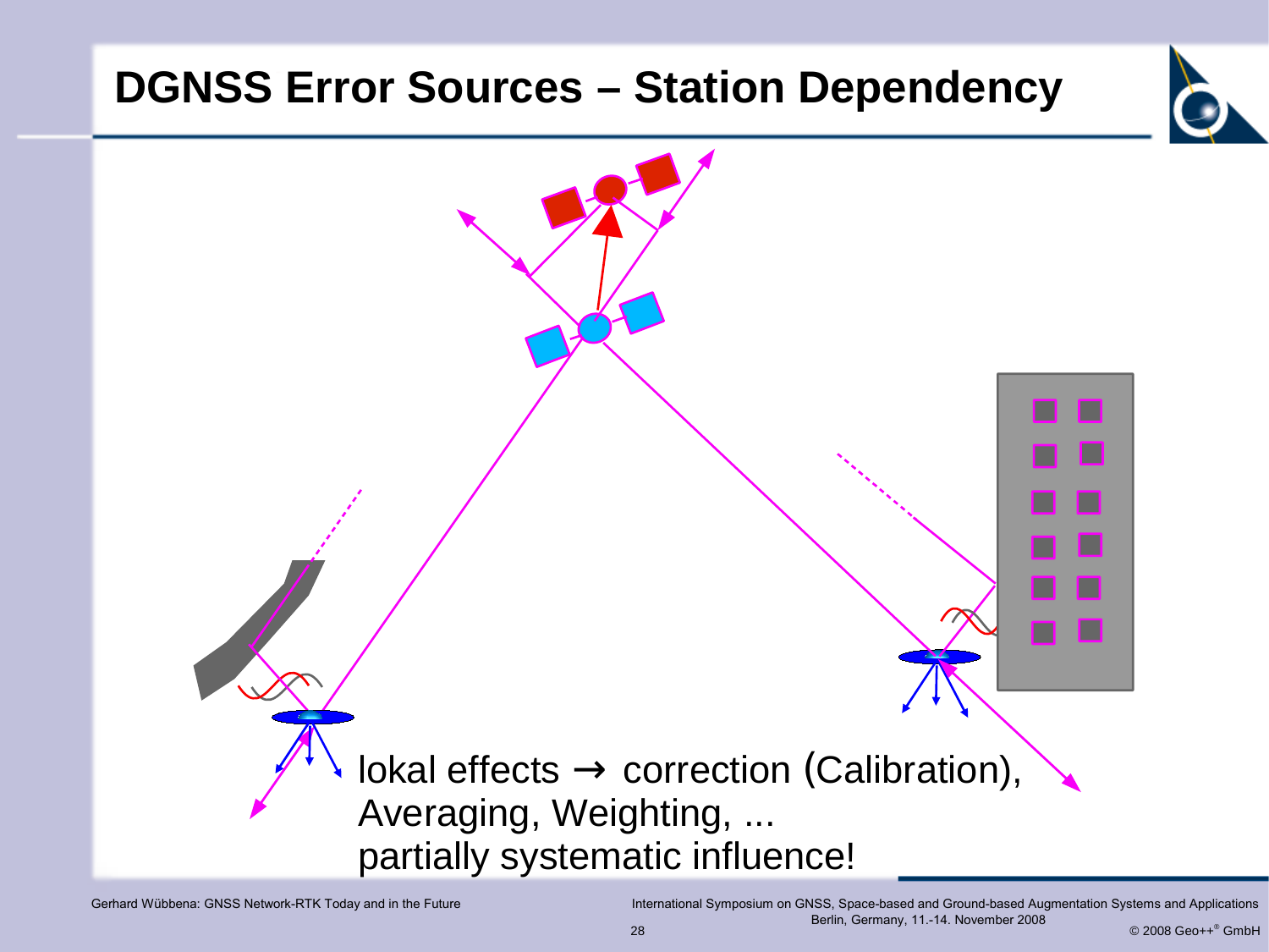# DGNSS Error Sources – Station Dependency

lokal effects → correction (Calibration), Averaging, Weighting, ...
partially systematic influence!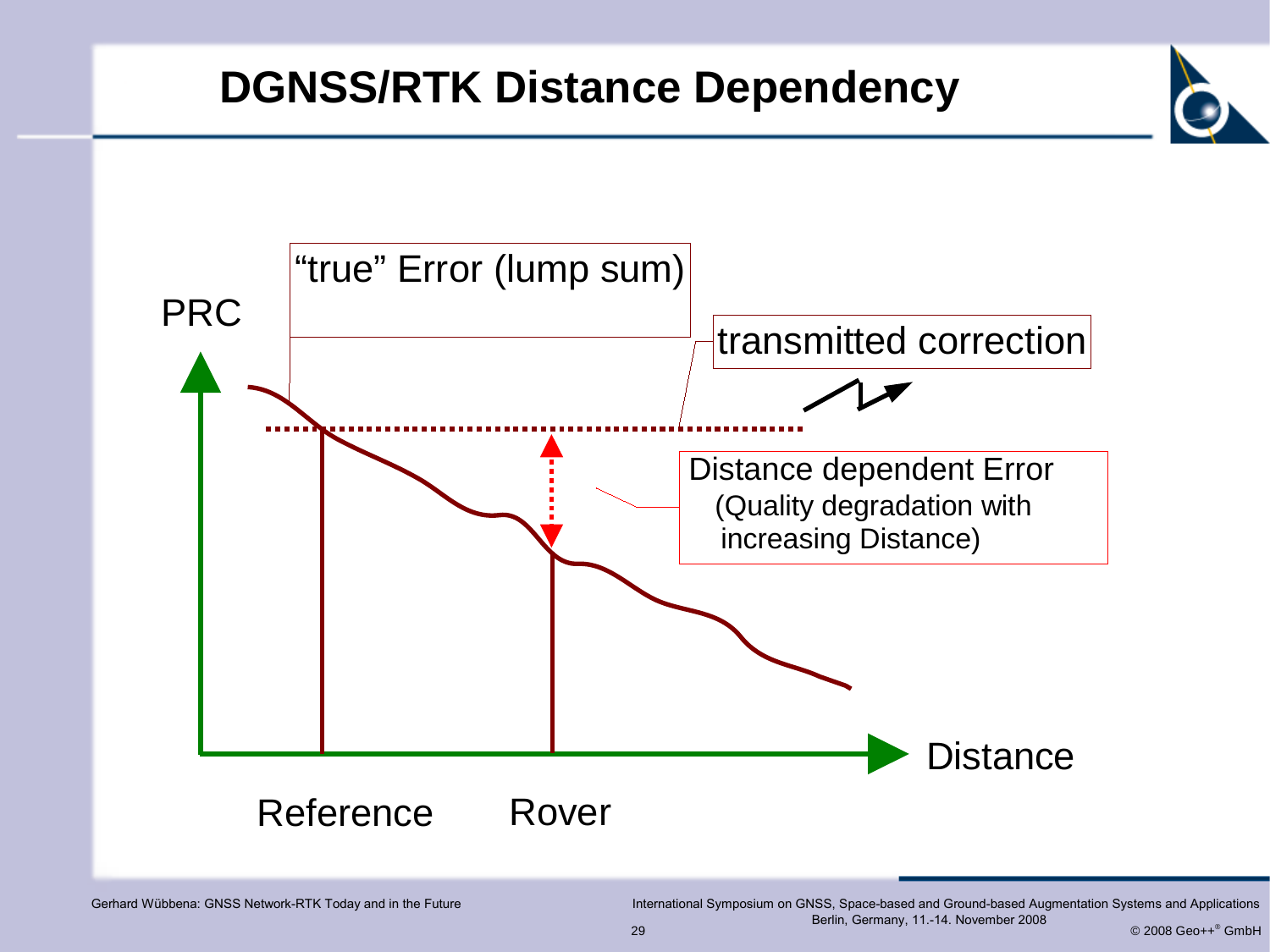# DGNSS/RTK Distance Dependency

PRC

"true" Error (lump sum)

transmitted correction

Distance dependent Error
(Quality degradation with increasing Distance)

Distance

Reference

Rover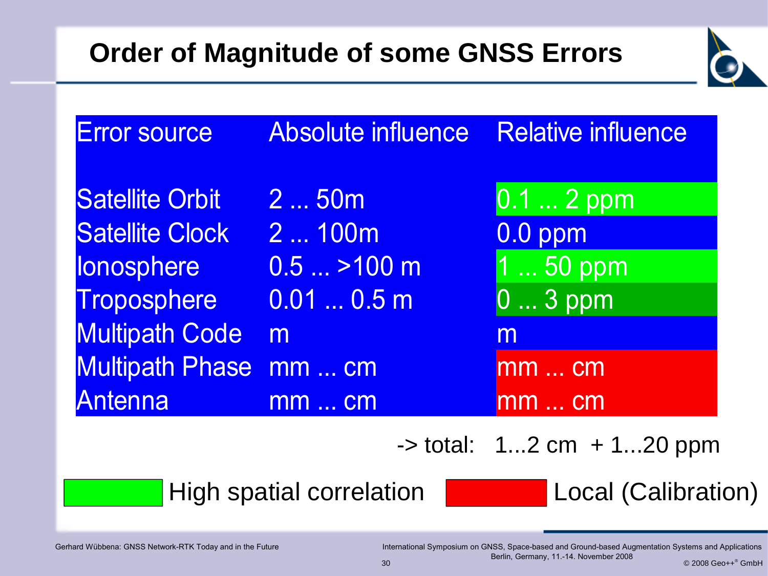# Order of Magnitude of some GNSS Errors

| Error source | Absolute influence | Relative influence |
|---|---|---|
| Satellite Orbit | 2 ... 50m | 0.1 ... 2 ppm |
| Satellite Clock | 2 ... 100m | 0.0 ppm |
| Ionosphere | 0.5 ... >100 m | 1 ... 50 ppm |
| Troposphere | 0.01 ... 0.5 m | 0 ... 3 ppm |
| Multipath Code | m | m |
| Multipath Phase | mm ... cm | mm ... cm |
| Antenna | mm ... cm | mm ... cm |

-> total: 1...2 cm + 1...20 ppm

High spatial correlation (green) — Local (Calibration) (red)

Gerhard Wübbena: GNSS Network-RTK Today and in the Future

International Symposium on GNSS, Space-based and Ground-based Augmentation Systems and Applications
Berlin, Germany, 11.-14. November 2008

© 2008 Geo++® GmbH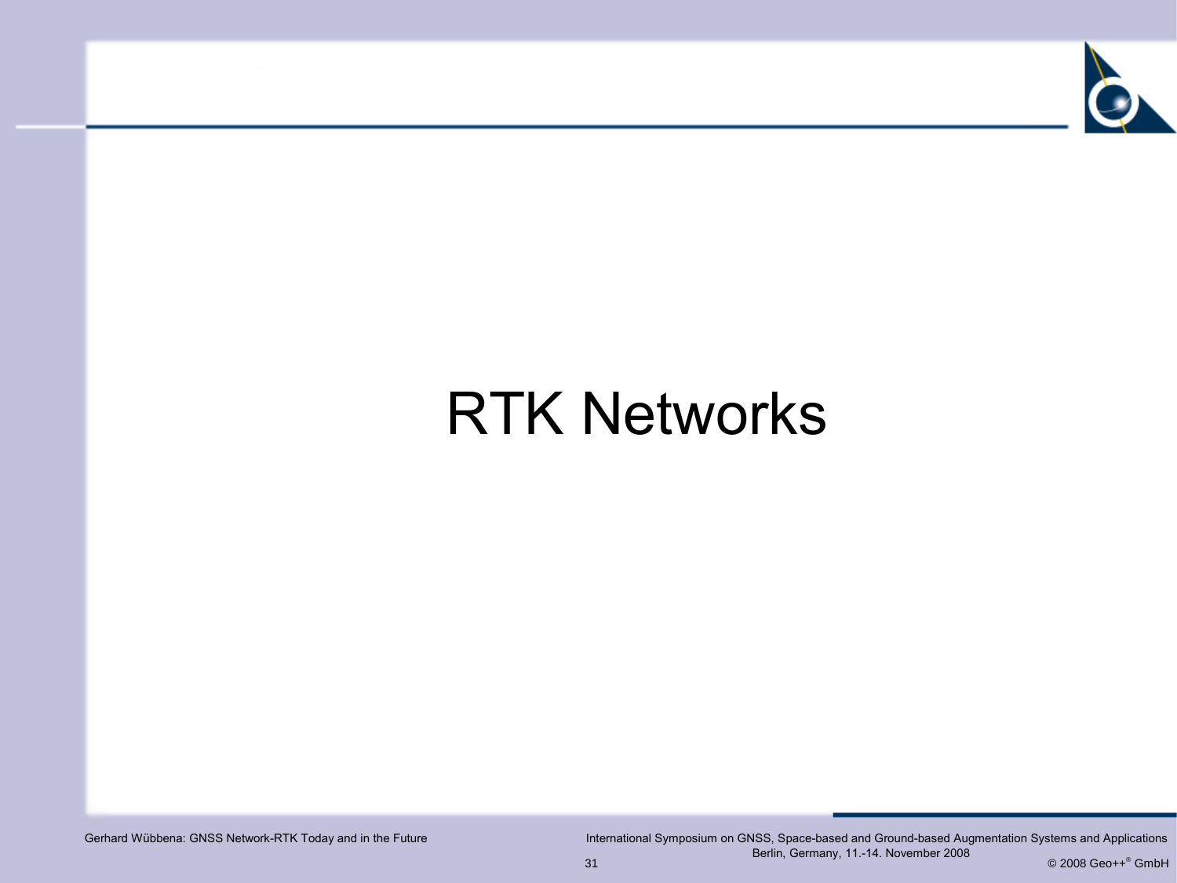# RTK Networks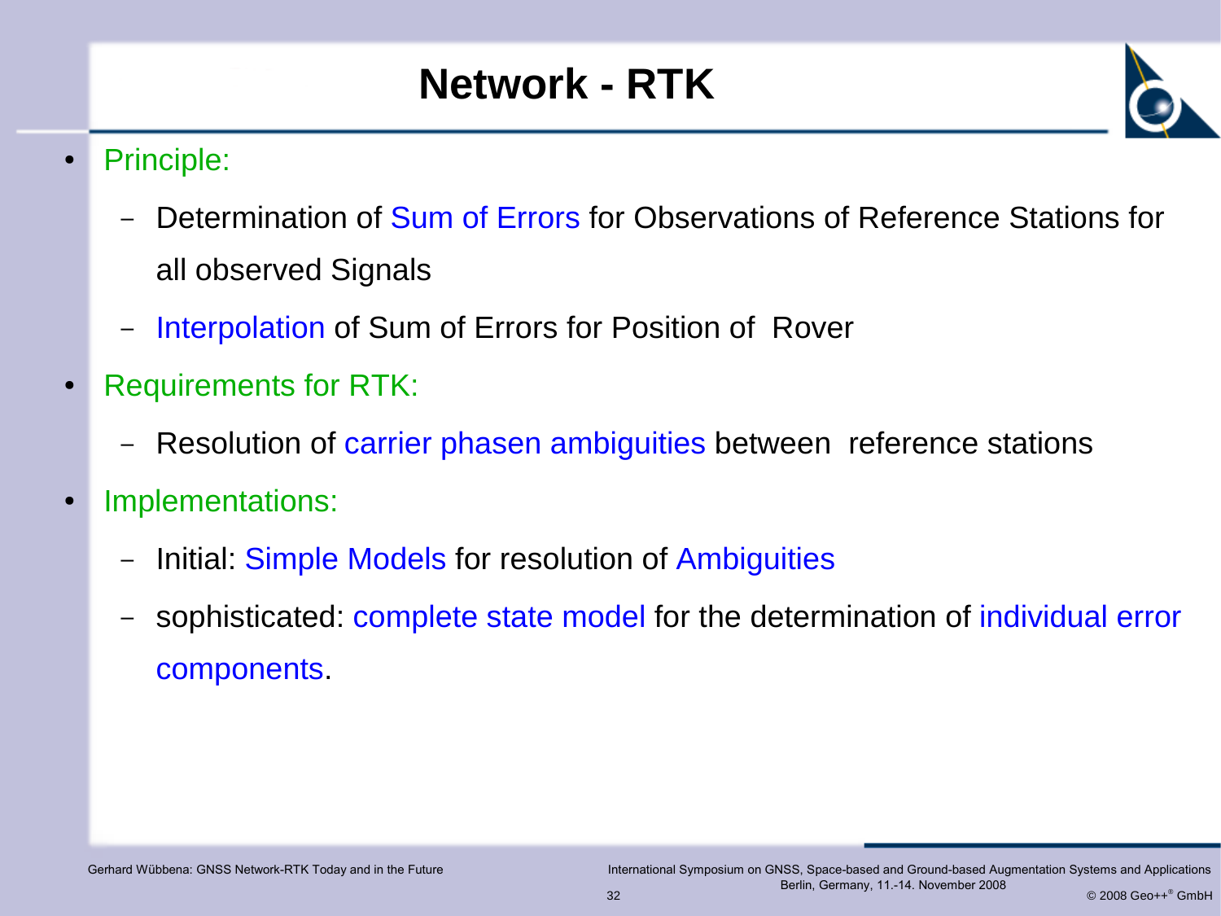# Network - RTK

- Principle:
  - Determination of Sum of Errors for Observations of Reference Stations for all observed Signals
  - Interpolation of Sum of Errors for Position of  Rover
- Requirements for RTK:
  - Resolution of carrier phasen ambiguities between  reference stations
- Implementations:
  - Initial: Simple Models for resolution of Ambiguities
  - sophisticated: complete state model for the determination of individual error components.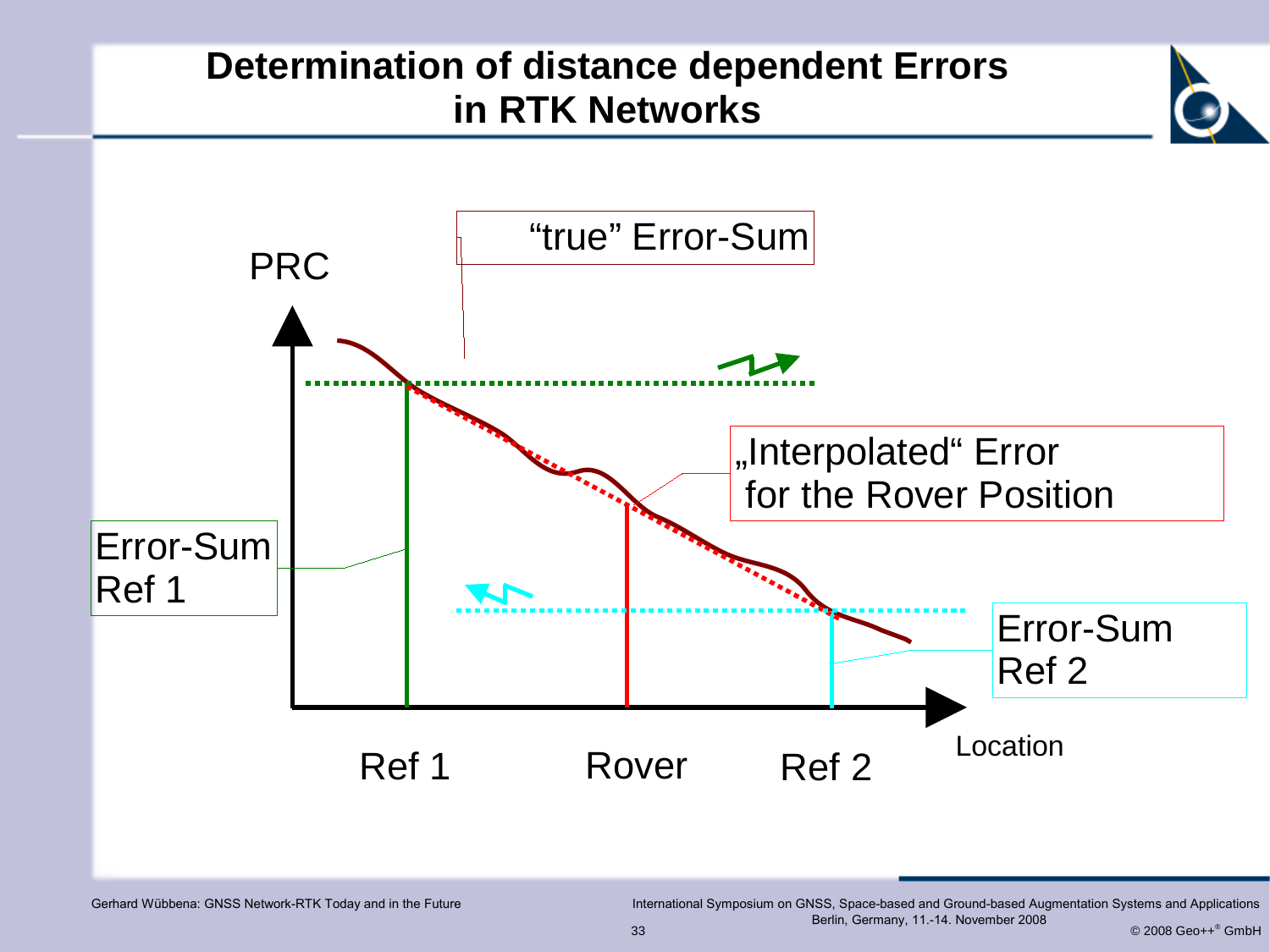# Determination of distance dependent Errors in RTK Networks

"true" Error-Sum

PRC

„Interpolated" Error for the Rover Position

Error-Sum Ref 1

Error-Sum Ref 2

Ref 1

Rover

Ref 2

Location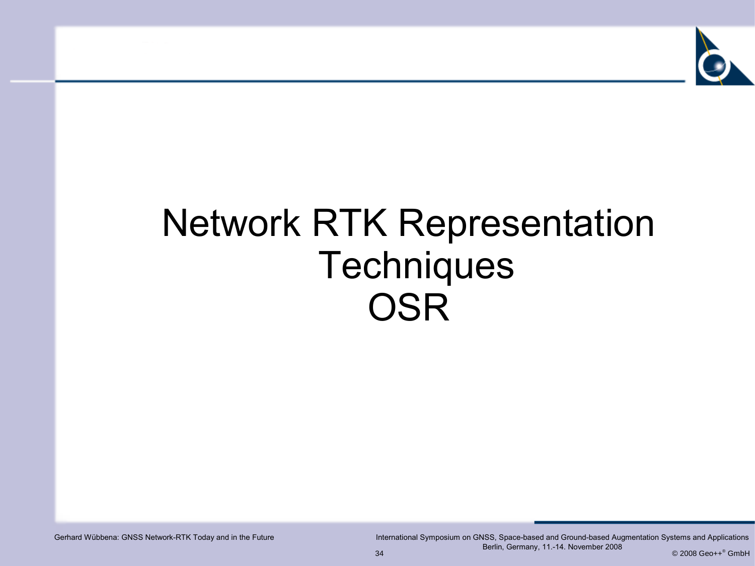# Network RTK Representation Techniques OSR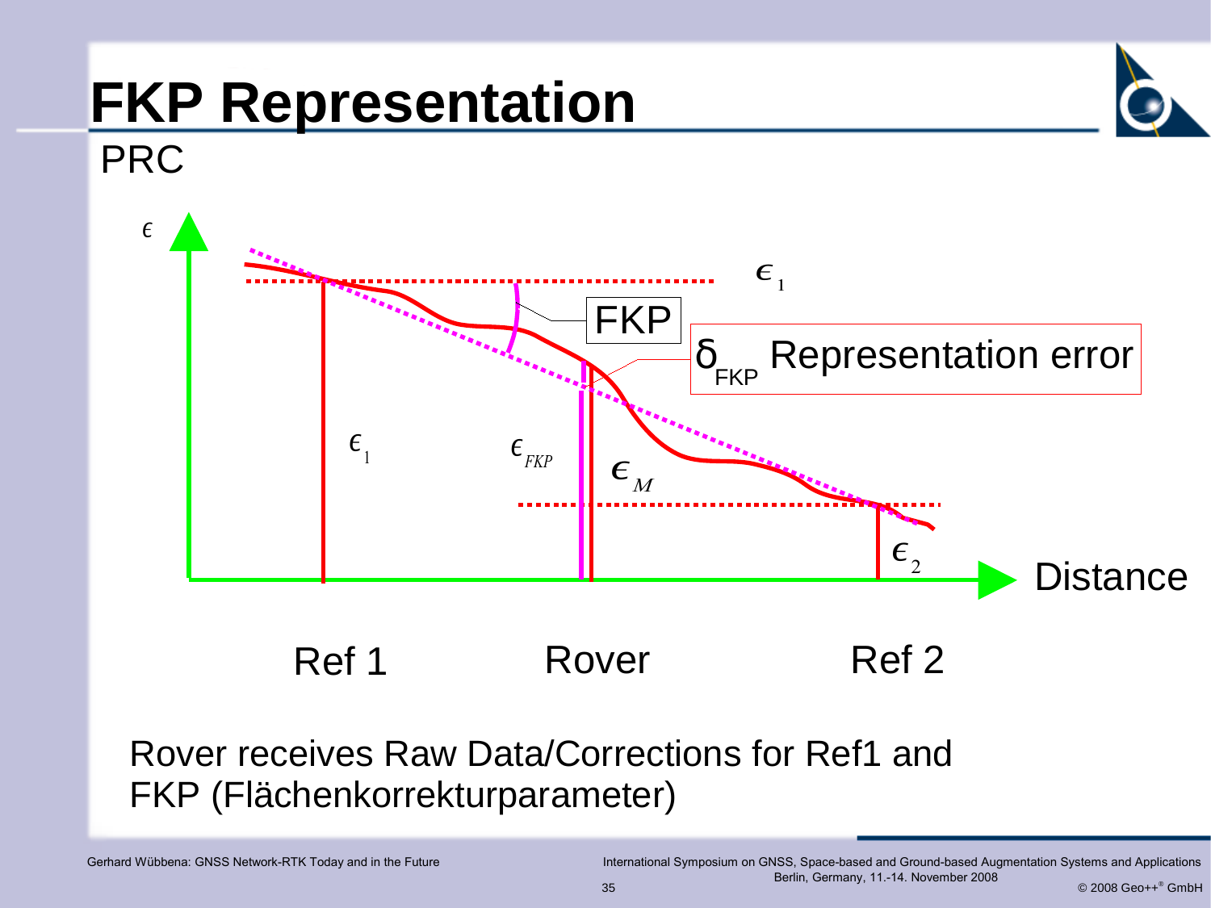# FKP Representation

## PRC

$\epsilon$

$\epsilon_1$

FKP

$\delta_{FKP}$ Representation error

$\epsilon_1$ $\epsilon_{FKP}$ $\epsilon_M$

$\epsilon_2$

Distance

Ref 1 Rover Ref 2

Rover receives Raw Data/Corrections for Ref1 and FKP (Flächenkorrekturparameter)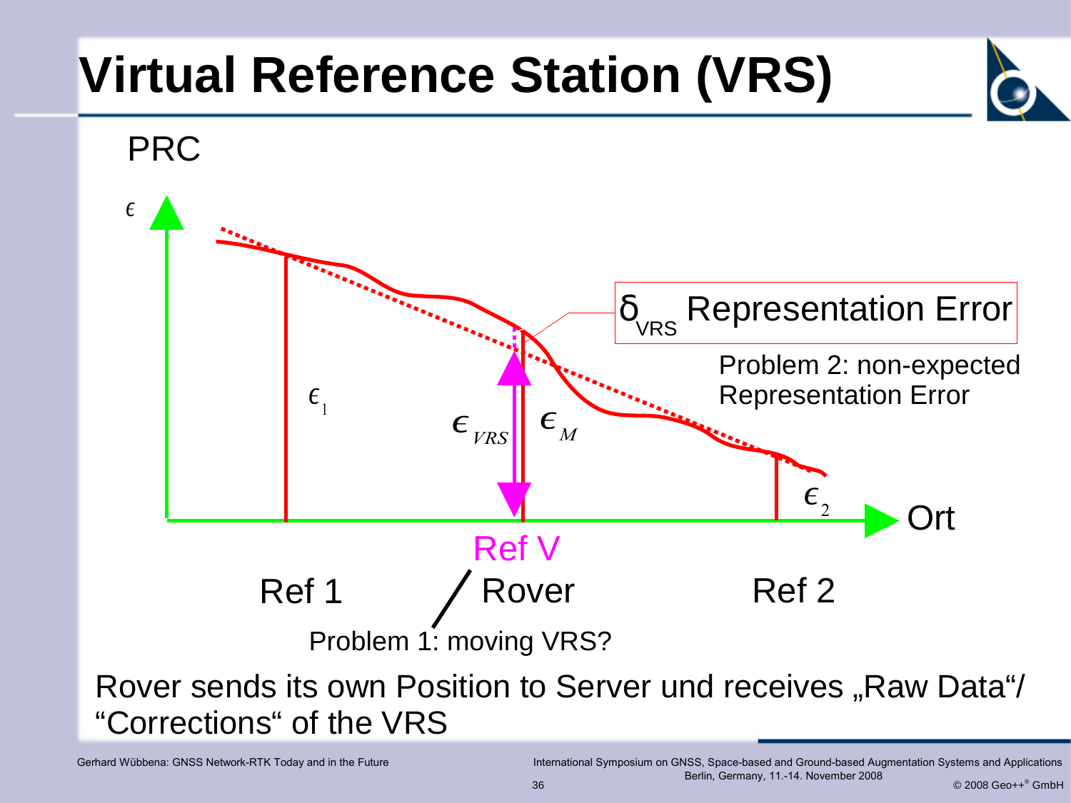# Virtual Reference Station (VRS)

PRC

$\epsilon$

$\epsilon_1$

$\epsilon_{VRS}$

$\epsilon_M$

$\delta_{VRS}$ Representation Error

Problem 2: non-expected Representation Error

$\epsilon_2$

Ort

Ref V

Ref 1 Rover Ref 2

Problem 1: moving VRS?

Rover sends its own Position to Server und receives „Raw Data“/ “Corrections“ of the VRS

Gerhard Wübbena: GNSS Network-RTK Today and in the Future

International Symposium on GNSS, Space-based and Ground-based Augmentation Systems and Applications Berlin, Germany, 11.-14. November 2008

© 2008 Geo++® GmbH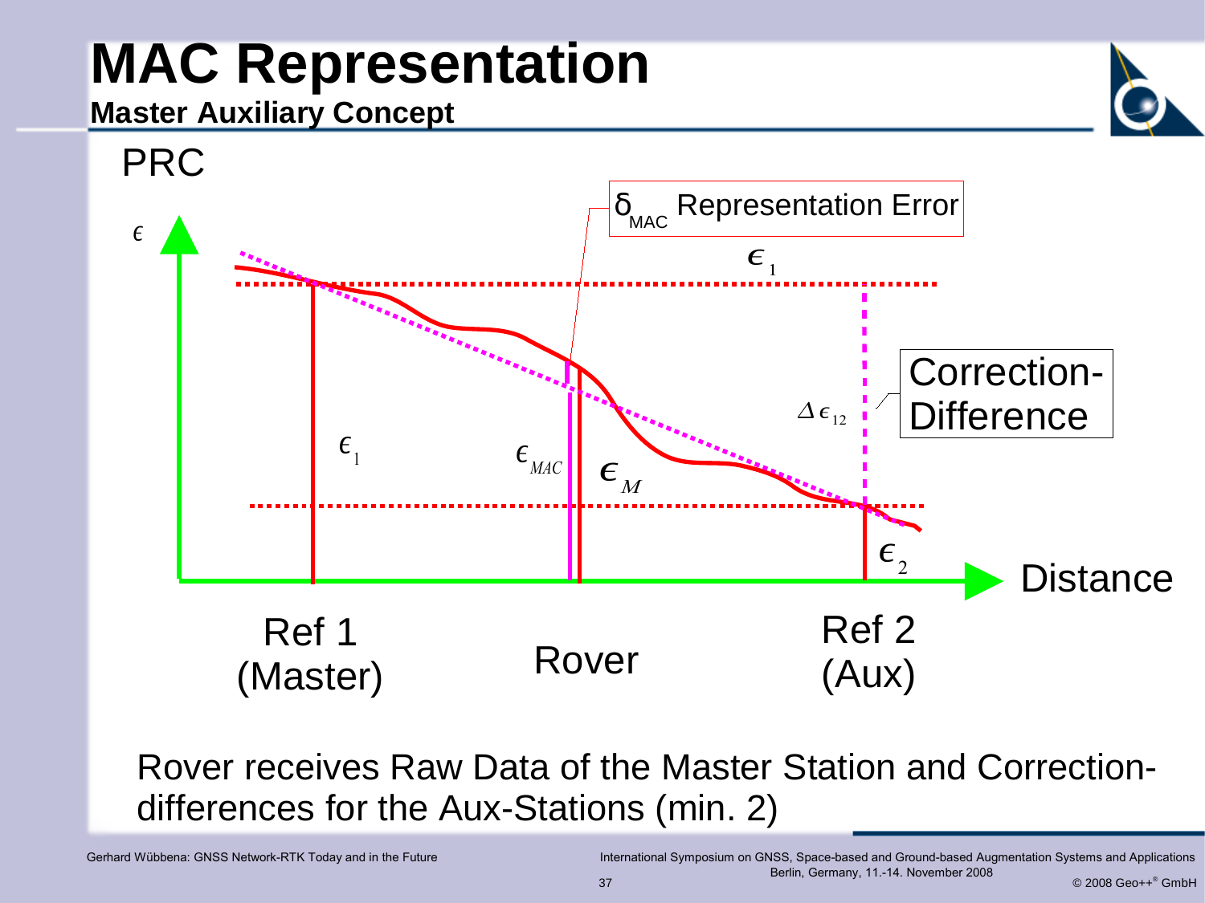# MAC Representation

**Master Auxiliary Concept**

PRC

$\epsilon$

$\delta_{MAC}$ Representation Error

$\epsilon_1$

Correction-Difference

$\Delta\epsilon_{12}$

$\epsilon_1$ $\epsilon_{MAC}$ $\epsilon_M$

$\epsilon_2$

Distance

Ref 1 (Master) Rover Ref 2 (Aux)

Rover receives Raw Data of the Master Station and Correction-differences for the Aux-Stations (min. 2)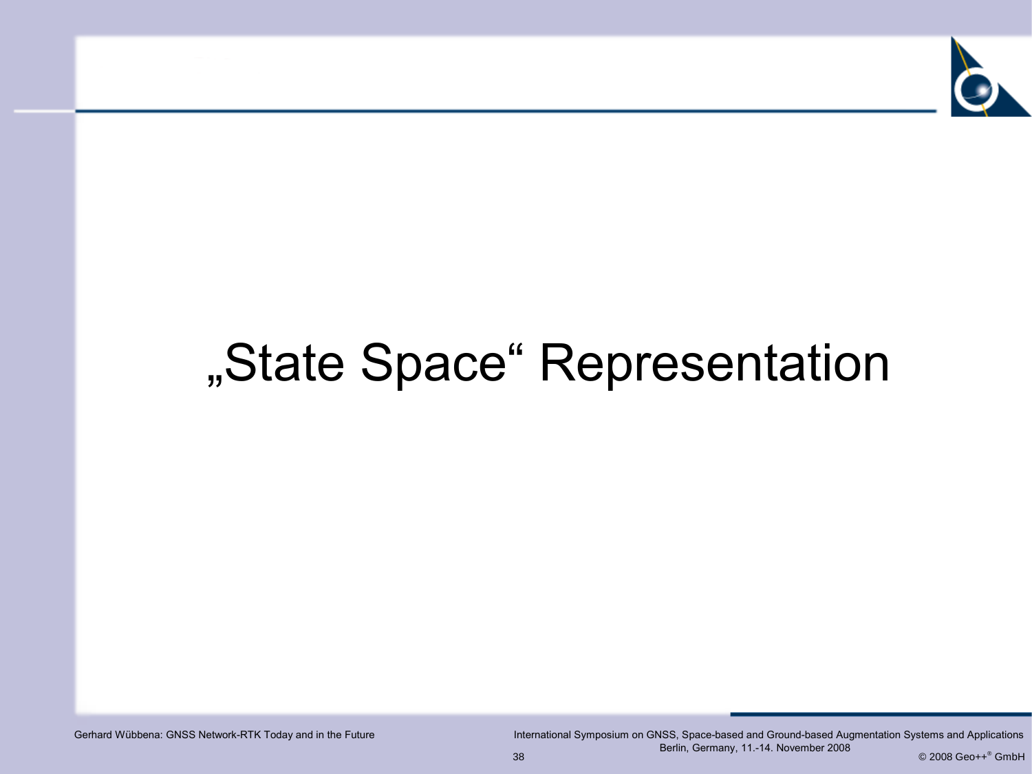# „State Space“ Representation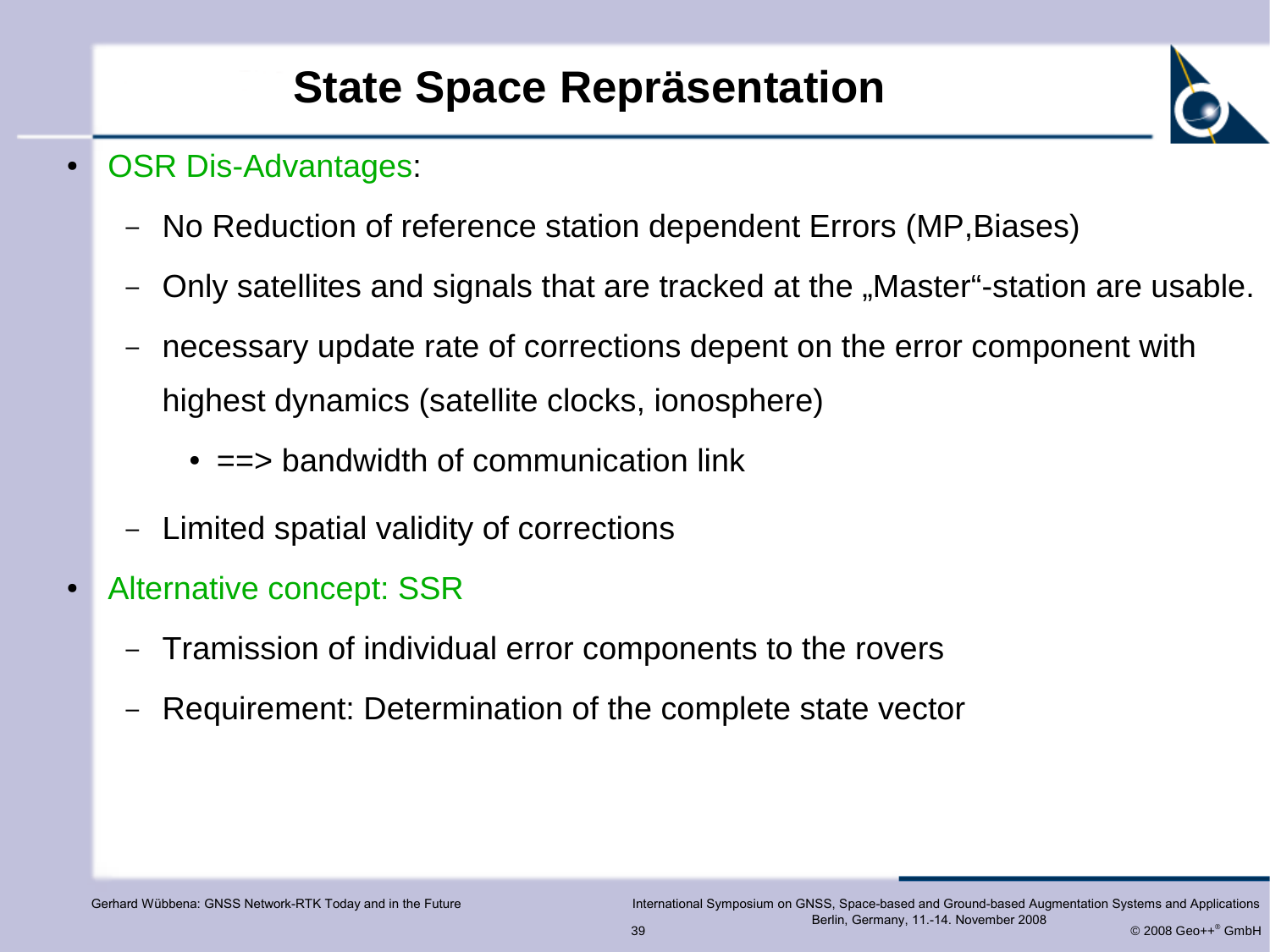# State Space Repräsentation

- OSR Dis-Advantages:
  - No Reduction of reference station dependent Errors (MP,Biases)
  - Only satellites and signals that are tracked at the „Master"-station are usable.
  - necessary update rate of corrections depent on the error component with highest dynamics (satellite clocks, ionosphere)
    - ==> bandwidth of communication link
  - Limited spatial validity of corrections
- Alternative concept: SSR
  - Tramission of individual error components to the rovers
  - Requirement: Determination of the complete state vector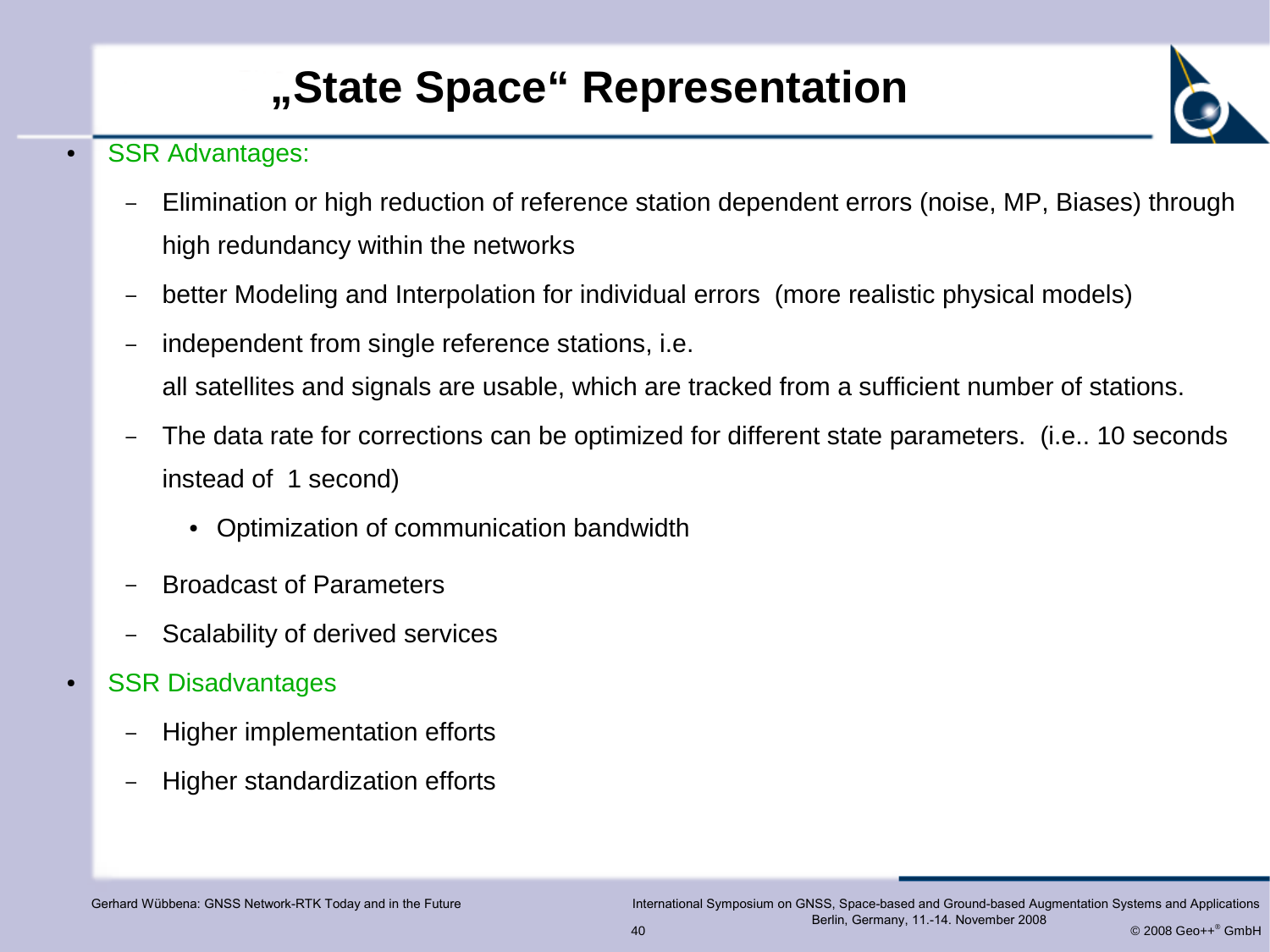# „State Space“ Representation

- SSR Advantages:
  - Elimination or high reduction of reference station dependent errors (noise, MP, Biases) through high redundancy within the networks
  - better Modeling and Interpolation for individual errors (more realistic physical models)
  - independent from single reference stations, i.e.

    all satellites and signals are usable, which are tracked from a sufficient number of stations.
  - The data rate for corrections can be optimized for different state parameters. (i.e.. 10 seconds instead of 1 second)
    - Optimization of communication bandwidth
  - Broadcast of Parameters
  - Scalability of derived services
- SSR Disadvantages
  - Higher implementation efforts
  - Higher standardization efforts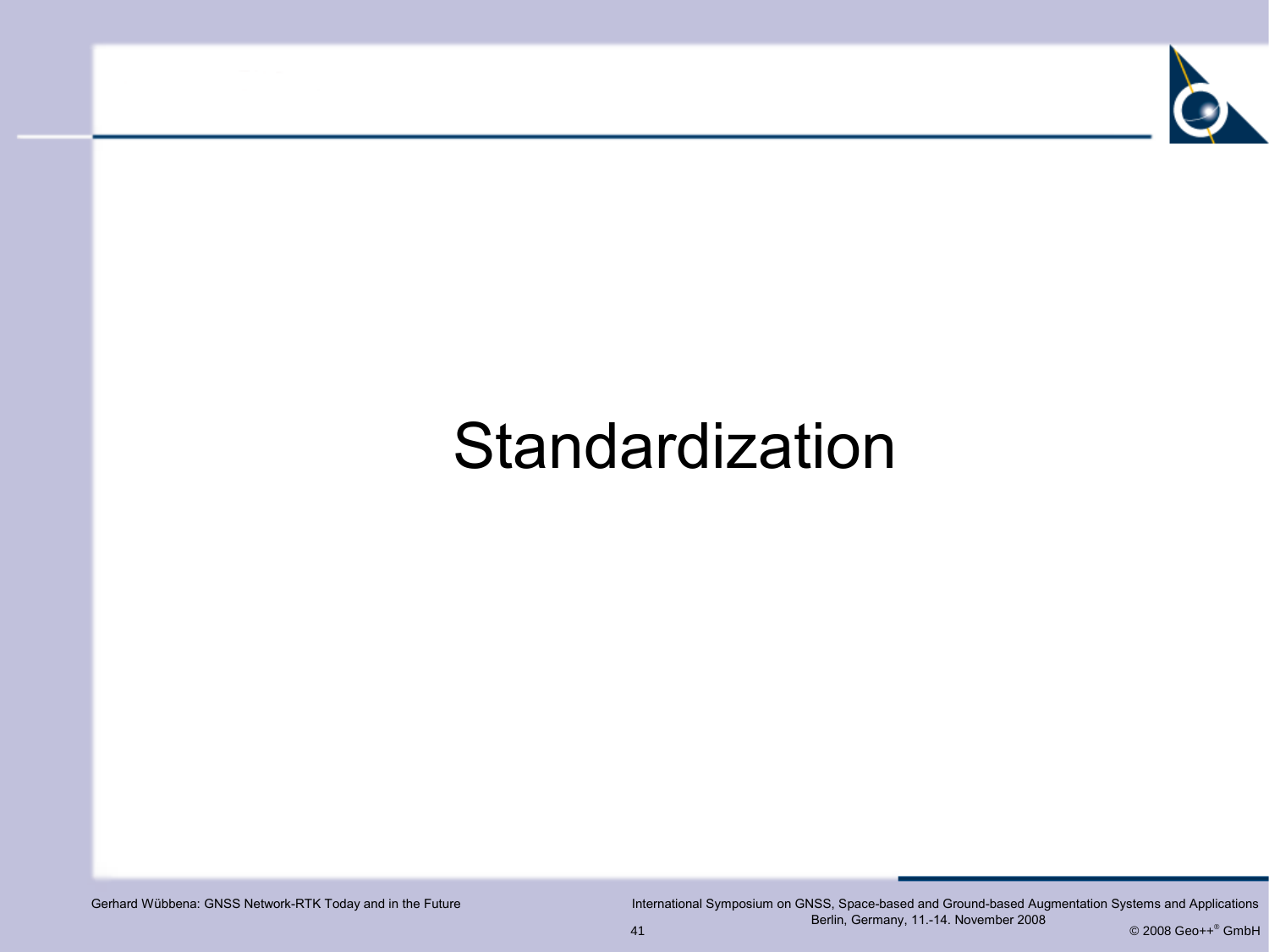# Standardization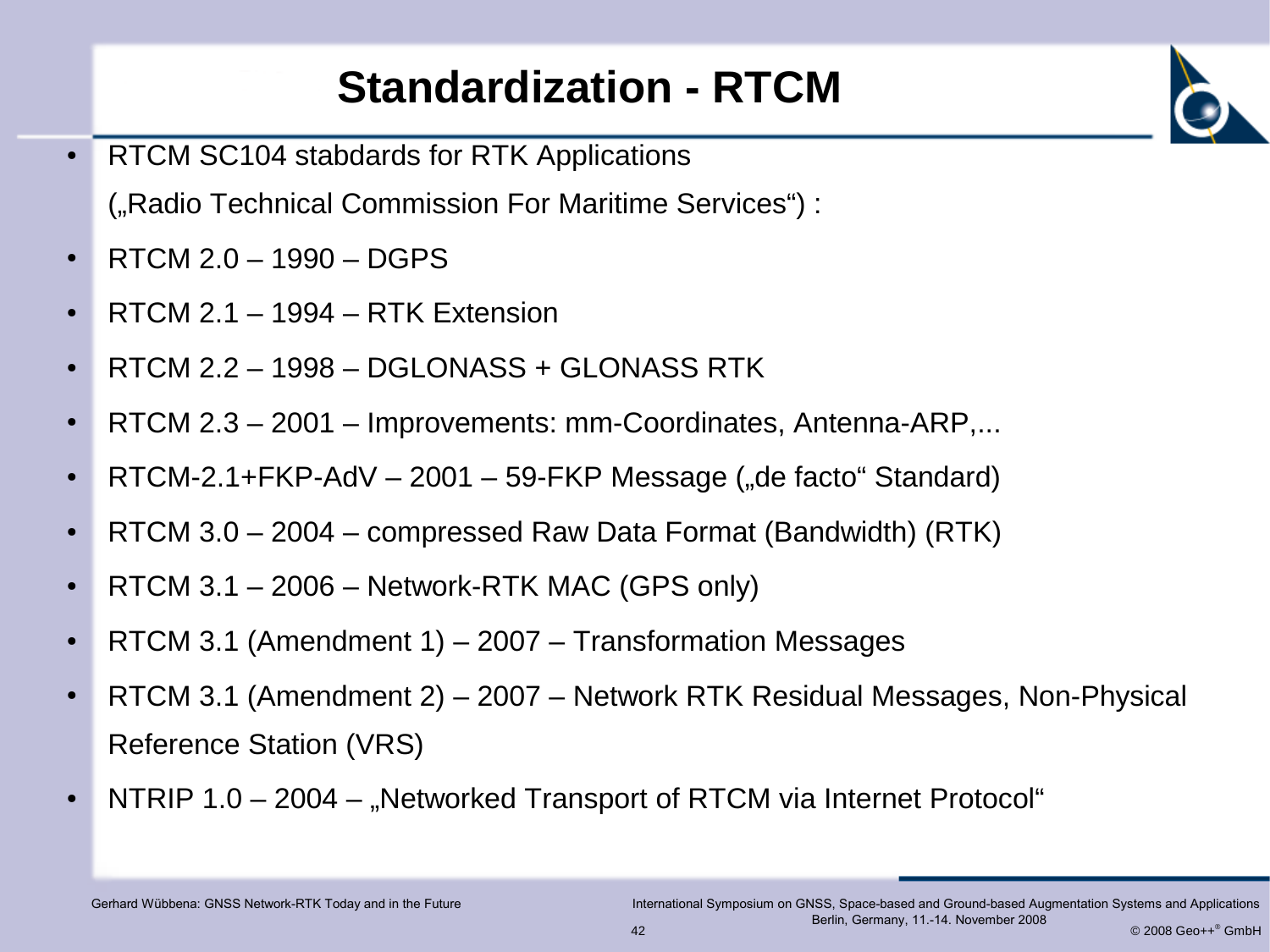# Standardization - RTCM

- RTCM SC104 stabdards for RTK Applications
  („Radio Technical Commission For Maritime Services“) :
- RTCM 2.0 – 1990 – DGPS
- RTCM 2.1 – 1994 – RTK Extension
- RTCM 2.2 – 1998 – DGLONASS + GLONASS RTK
- RTCM 2.3 – 2001 – Improvements: mm-Coordinates, Antenna-ARP,...
- RTCM-2.1+FKP-AdV – 2001 – 59-FKP Message („de facto“ Standard)
- RTCM 3.0 – 2004 – compressed Raw Data Format (Bandwidth) (RTK)
- RTCM 3.1 – 2006 – Network-RTK MAC (GPS only)
- RTCM 3.1 (Amendment 1) – 2007 – Transformation Messages
- RTCM 3.1 (Amendment 2) – 2007 – Network RTK Residual Messages, Non-Physical Reference Station (VRS)
- NTRIP 1.0 – 2004 – „Networked Transport of RTCM via Internet Protocol“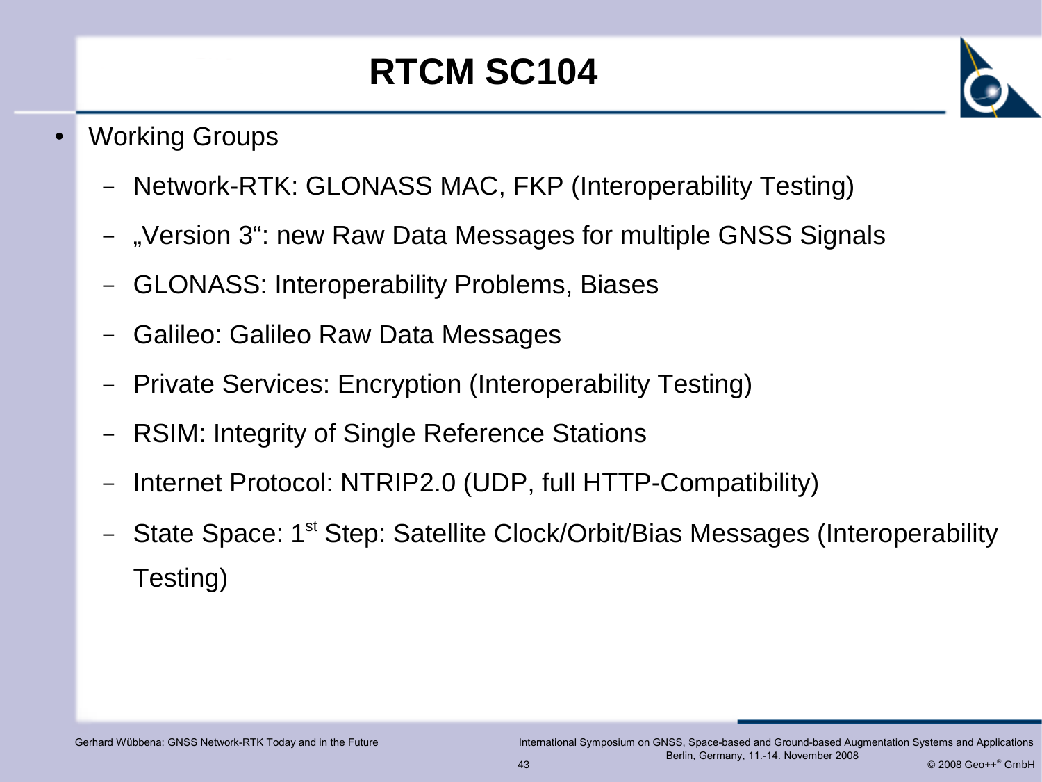# RTCM SC104

- Working Groups
  - Network-RTK: GLONASS MAC, FKP (Interoperability Testing)
  - „Version 3“: new Raw Data Messages for multiple GNSS Signals
  - GLONASS: Interoperability Problems, Biases
  - Galileo: Galileo Raw Data Messages
  - Private Services: Encryption (Interoperability Testing)
  - RSIM: Integrity of Single Reference Stations
  - Internet Protocol: NTRIP2.0 (UDP, full HTTP-Compatibility)
  - State Space: 1st Step: Satellite Clock/Orbit/Bias Messages (Interoperability Testing)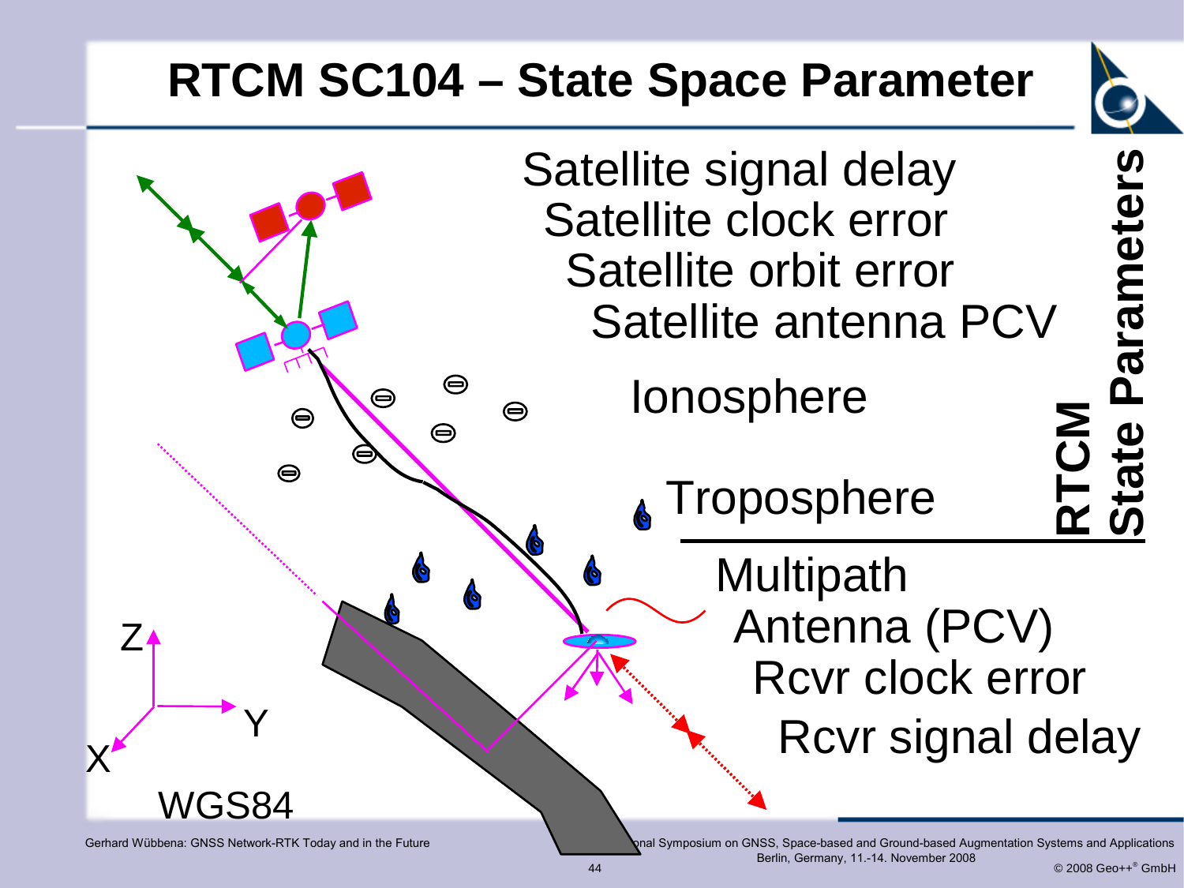# RTCM SC104 – State Space Parameter

Satellite signal delay
Satellite clock error
Satellite orbit error
Satellite antenna PCV

Ionosphere

Troposphere

**RTCM State Parameters**

Multipath
Antenna (PCV)
Rcvr clock error
Rcvr signal delay

Z
Y
X
WGS84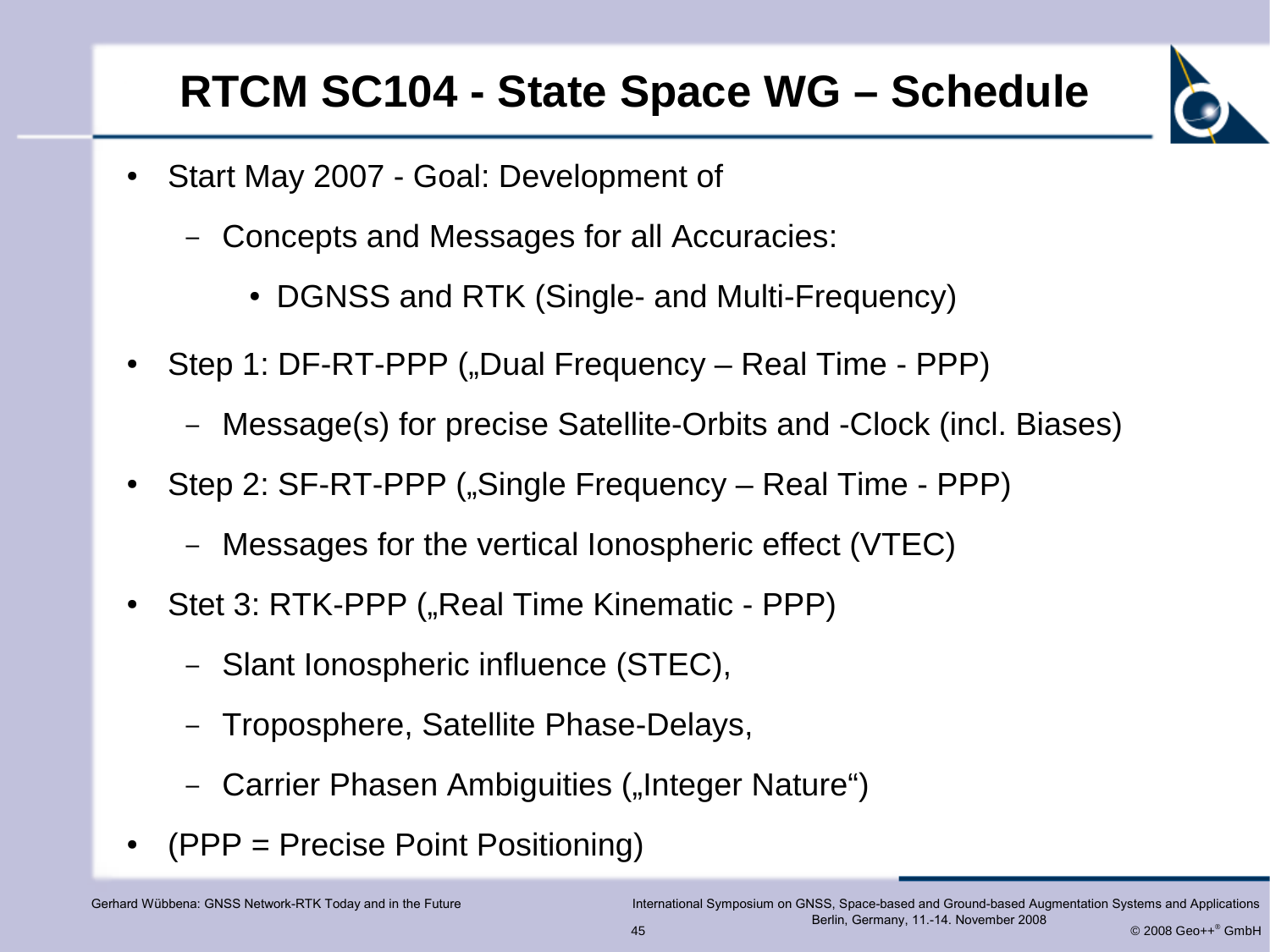# RTCM SC104 - State Space WG – Schedule

- Start May 2007 - Goal: Development of
  - Concepts and Messages for all Accuracies:
    - DGNSS and RTK (Single- and Multi-Frequency)
- Step 1: DF-RT-PPP („Dual Frequency – Real Time - PPP)
  - Message(s) for precise Satellite-Orbits and -Clock (incl. Biases)
- Step 2: SF-RT-PPP („Single Frequency – Real Time - PPP)
  - Messages for the vertical Ionospheric effect (VTEC)
- Stet 3: RTK-PPP („Real Time Kinematic - PPP)
  - Slant Ionospheric influence (STEC),
  - Troposphere, Satellite Phase-Delays,
  - Carrier Phasen Ambiguities („Integer Nature“)
- (PPP = Precise Point Positioning)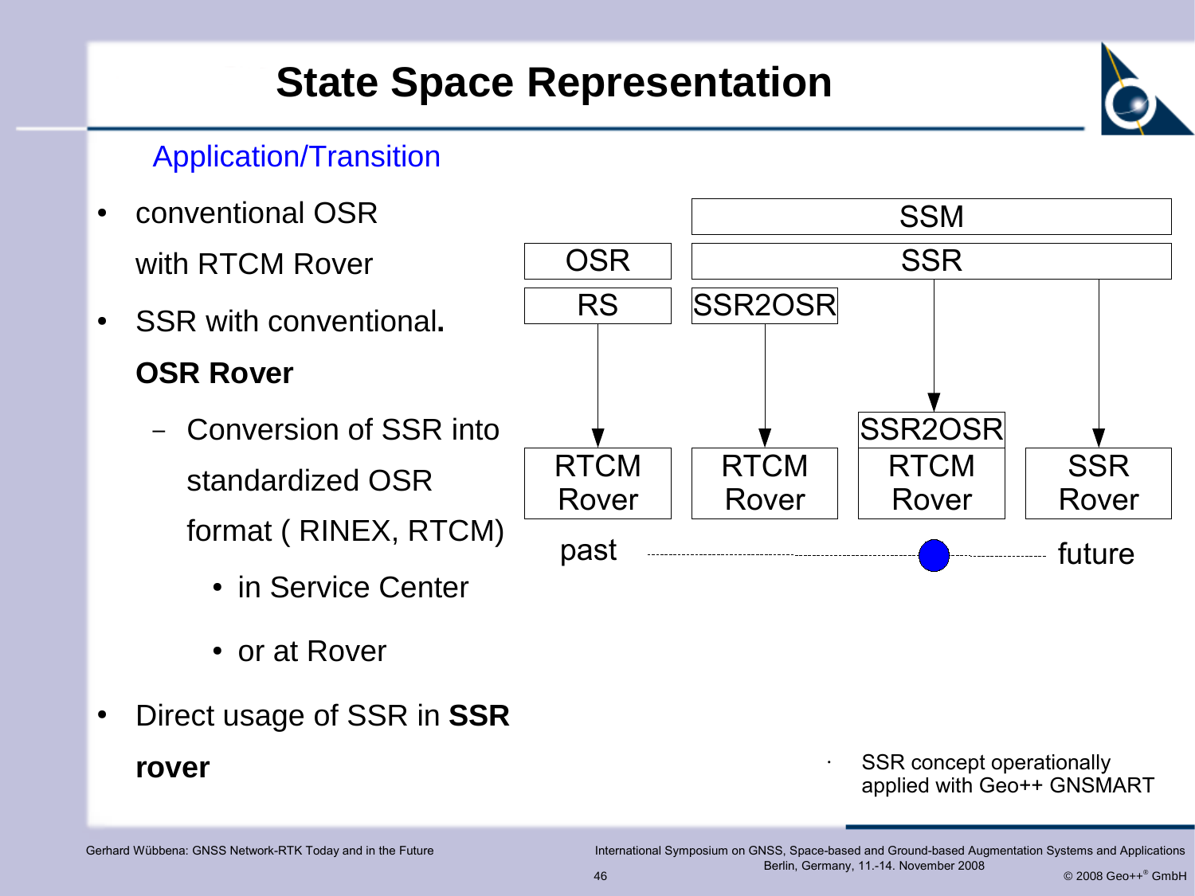# State Space Representation

## Application/Transition

- conventional OSR with RTCM Rover
- SSR with conventional**. OSR Rover**
  - Conversion of SSR into standardized OSR format ( RINEX, RTCM)
    - in Service Center
    - or at Rover
- Direct usage of SSR in **SSR rover**

| | SSM | | |
|---|---|---|---|
| OSR | SSR | | |
| RS | SSR2OSR | | |
| ↓ | ↓ | ↓ SSR2OSR | ↓ |
| RTCM Rover | RTCM Rover | RTCM Rover | SSR Rover |

past ........................................ ● ........ future

- SSR concept operationally applied with Geo++ GNSMART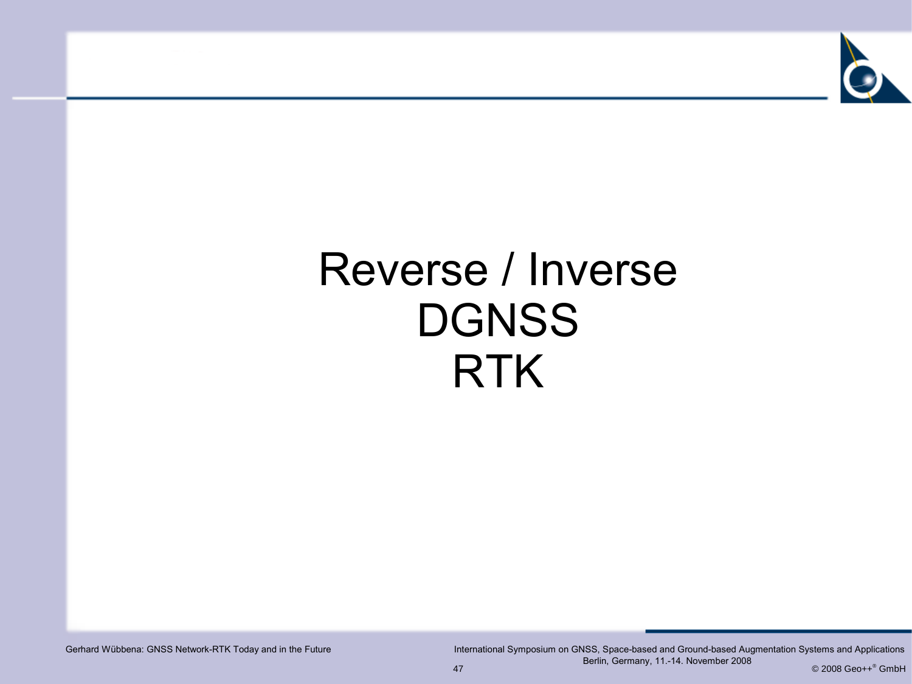# Reverse / Inverse DGNSS RTK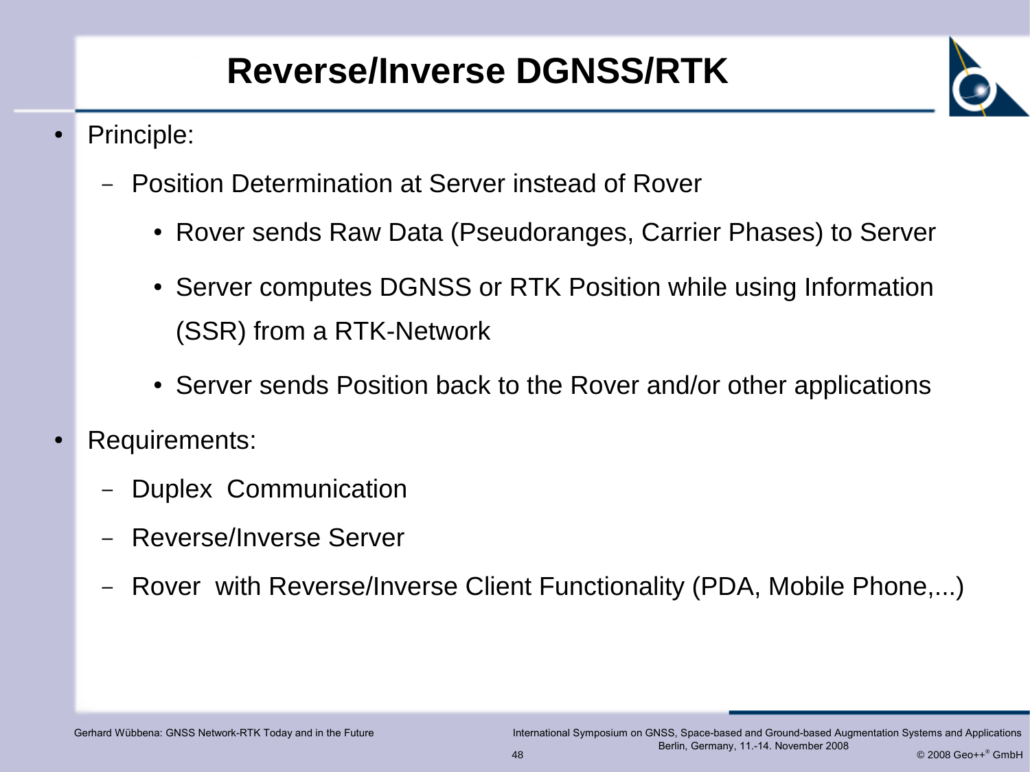# Reverse/Inverse DGNSS/RTK

- Principle:
  - Position Determination at Server instead of Rover
    - Rover sends Raw Data (Pseudoranges, Carrier Phases) to Server
    - Server computes DGNSS or RTK Position while using Information (SSR) from a RTK-Network
    - Server sends Position back to the Rover and/or other applications
- Requirements:
  - Duplex Communication
  - Reverse/Inverse Server
  - Rover with Reverse/Inverse Client Functionality (PDA, Mobile Phone,...)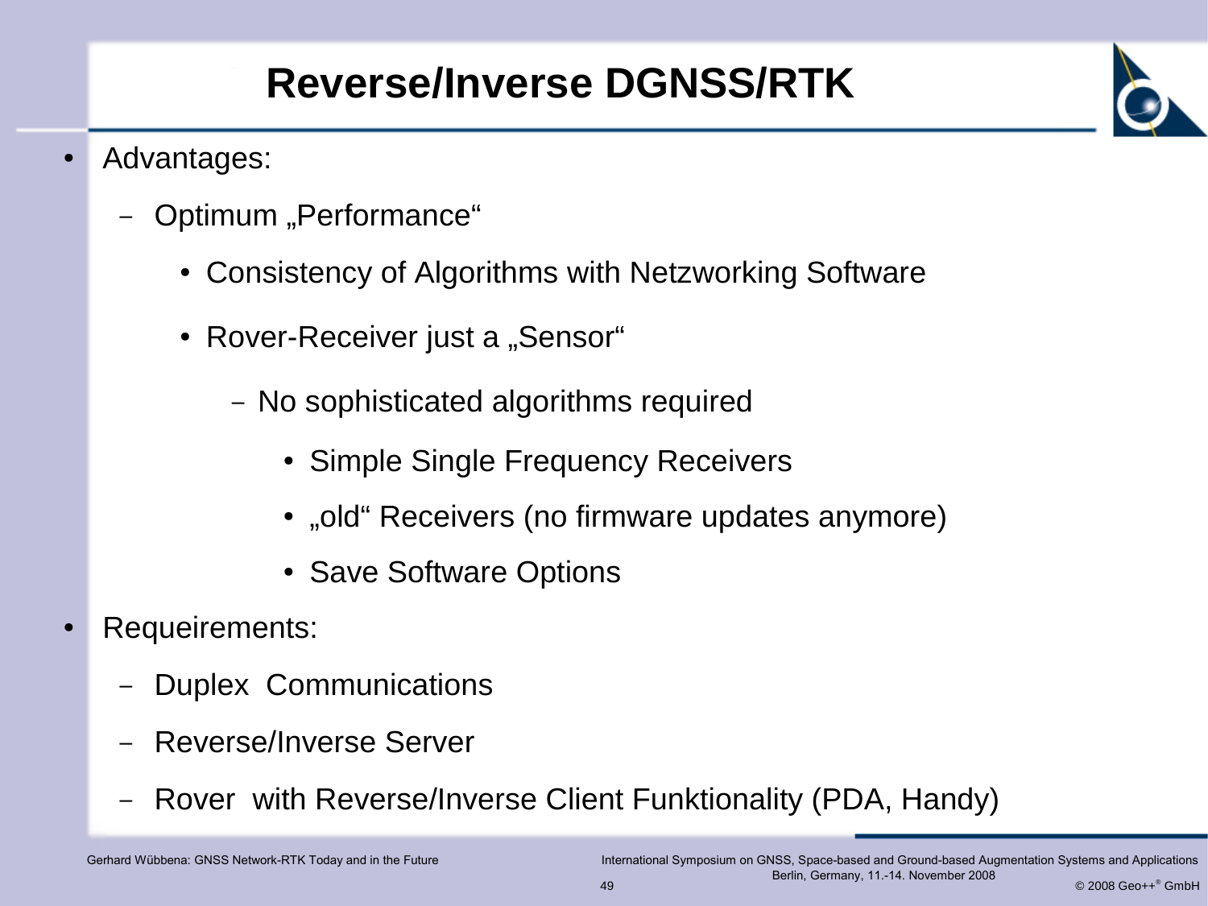# Reverse/Inverse DGNSS/RTK

- Advantages:
  - Optimum „Performance“
    - Consistency of Algorithms with Netzworking Software
    - Rover-Receiver just a „Sensor“
      - No sophisticated algorithms required
        - Simple Single Frequency Receivers
        - „old“ Receivers (no firmware updates anymore)
        - Save Software Options
- Requeirements:
  - Duplex Communications
  - Reverse/Inverse Server
  - Rover with Reverse/Inverse Client Funktionality (PDA, Handy)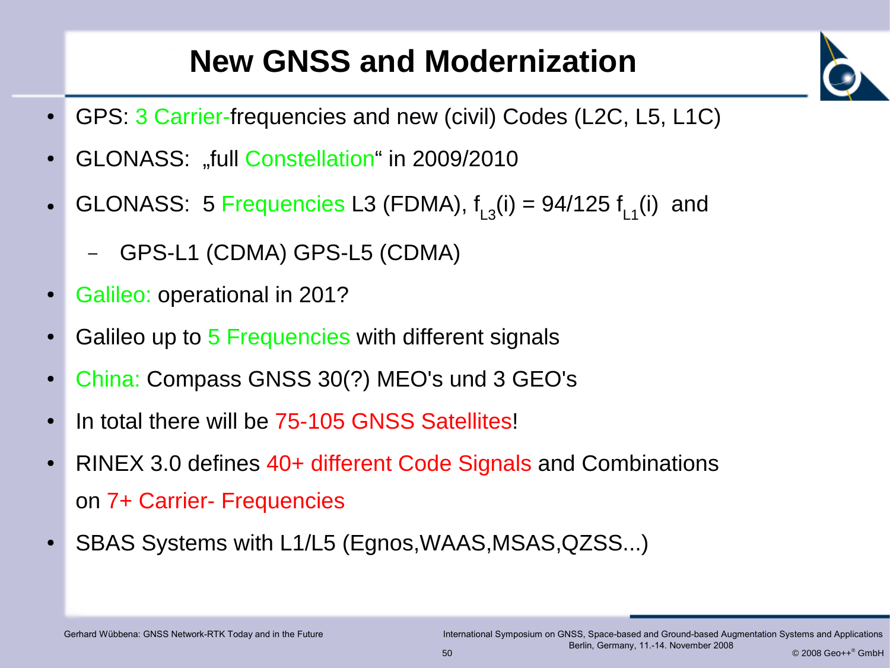# New GNSS and Modernization

- GPS: 3 Carrier-frequencies and new (civil) Codes (L2C, L5, L1C)
- GLONASS: „full Constellation“ in 2009/2010
- GLONASS: 5 Frequencies L3 (FDMA), $f_{L3}(i) = 94/125\ f_{L1}(i)$ and
  - GPS-L1 (CDMA) GPS-L5 (CDMA)
- Galileo: operational in 201?
- Galileo up to 5 Frequencies with different signals
- China: Compass GNSS 30(?) MEO's und 3 GEO's
- In total there will be 75-105 GNSS Satellites!
- RINEX 3.0 defines 40+ different Code Signals and Combinations on 7+ Carrier- Frequencies
- SBAS Systems with L1/L5 (Egnos,WAAS,MSAS,QZSS...)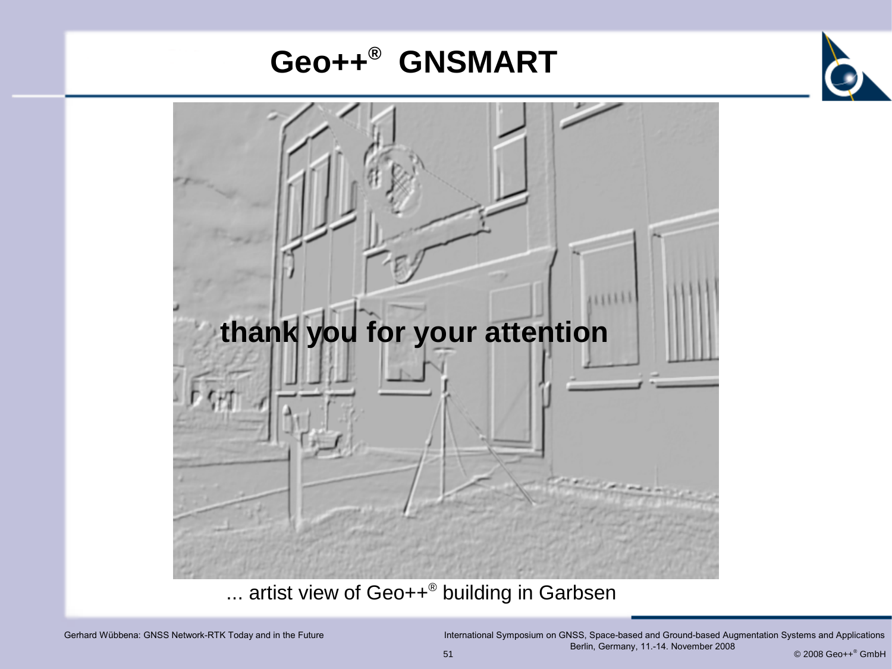# Geo++® GNSMART

**thank you for your attention**

... artist view of Geo++® building in Garbsen